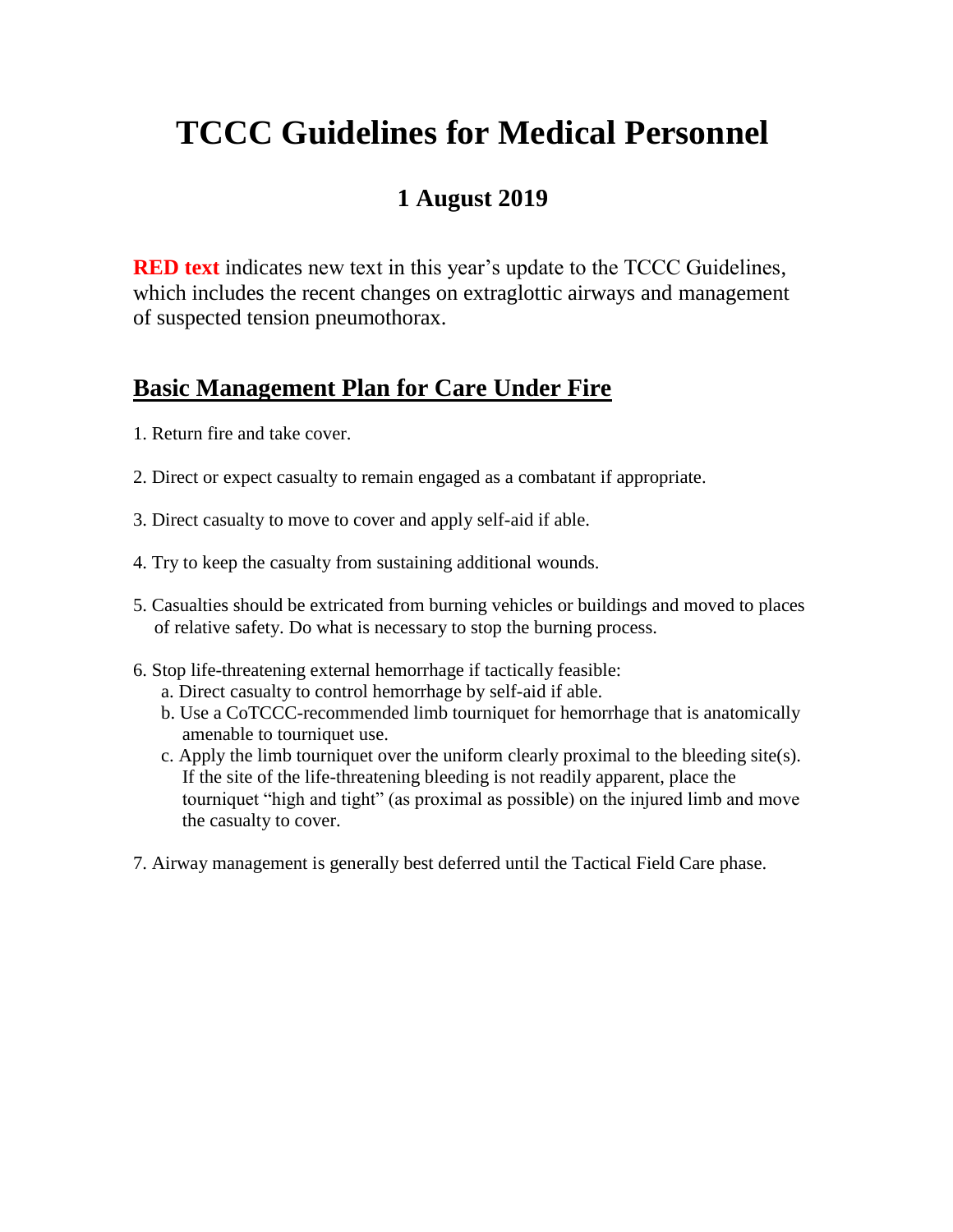# TCCC Guidelines for Medical Personnel

## 1 August 2019

**RED text** indicates new text in this year's update to the TCCC Guidelines, which includes the recent changes on extraglottic airways and management of suspected tension pneumothorax.

## Basic Management Plan for Care Under Fire

1. Return fire and take cover.

2. Direct or expect casualty to remain engaged as a combatant if appropriate.

3. Direct casualty to move to cover and apply self-aid if able.

4. Try to keep the casualty from sustaining additional wounds.

5. Casualties should be extricated from burning vehicles or buildings and moved to places of relative safety. Do what is necessary to stop the burning process.

6. Stop life-threatening external hemorrhage if tactically feasible:
   a. Direct casualty to control hemorrhage by self-aid if able.
   b. Use a CoTCCC-recommended limb tourniquet for hemorrhage that is anatomically amenable to tourniquet use.
   c. Apply the limb tourniquet over the uniform clearly proximal to the bleeding site(s). If the site of the life-threatening bleeding is not readily apparent, place the tourniquet "high and tight" (as proximal as possible) on the injured limb and move the casualty to cover.

7. Airway management is generally best deferred until the Tactical Field Care phase.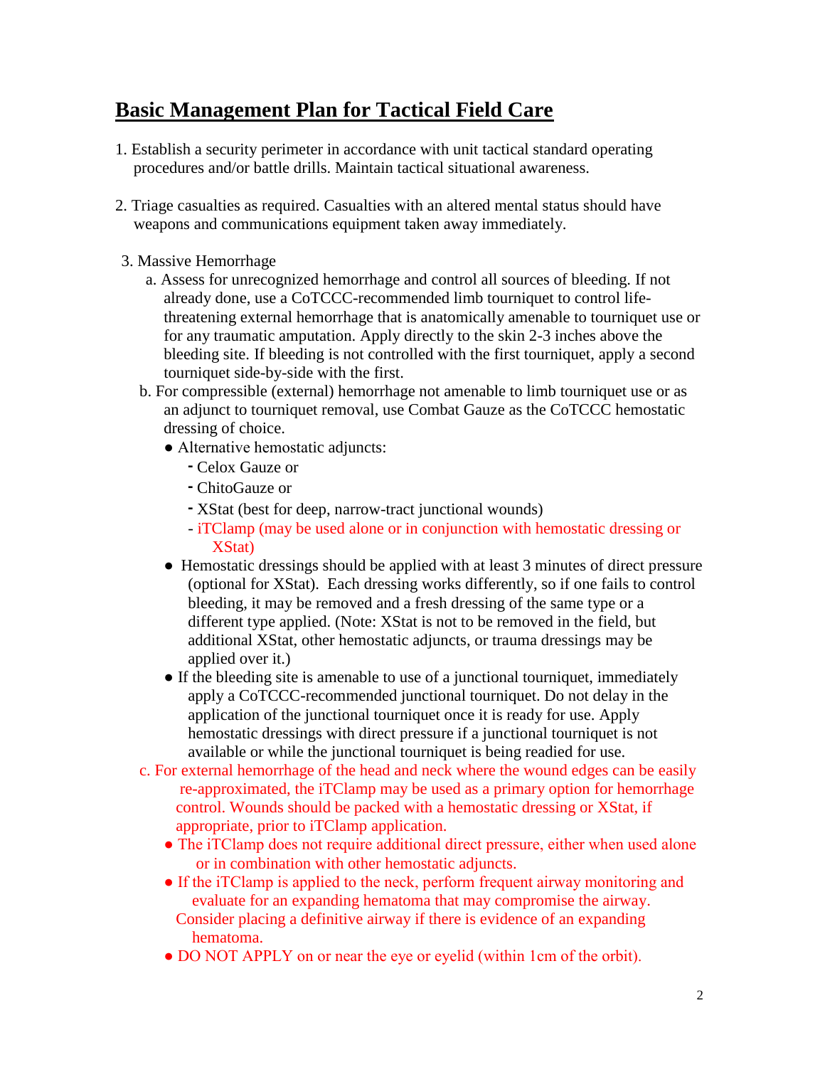## Basic Management Plan for Tactical Field Care

1. Establish a security perimeter in accordance with unit tactical standard operating procedures and/or battle drills. Maintain tactical situational awareness.

2. Triage casualties as required. Casualties with an altered mental status should have weapons and communications equipment taken away immediately.

3. Massive Hemorrhage
   a. Assess for unrecognized hemorrhage and control all sources of bleeding. If not already done, use a CoTCCC-recommended limb tourniquet to control life-threatening external hemorrhage that is anatomically amenable to tourniquet use or for any traumatic amputation. Apply directly to the skin 2-3 inches above the bleeding site. If bleeding is not controlled with the first tourniquet, apply a second tourniquet side-by-side with the first.
   b. For compressible (external) hemorrhage not amenable to limb tourniquet use or as an adjunct to tourniquet removal, use Combat Gauze as the CoTCCC hemostatic dressing of choice.
      - Alternative hemostatic adjuncts:
        - Celox Gauze or
        - ChitoGauze or
        - XStat (best for deep, narrow-tract junctional wounds)
        - iTClamp (may be used alone or in conjunction with hemostatic dressing or XStat)
      - Hemostatic dressings should be applied with at least 3 minutes of direct pressure (optional for XStat). Each dressing works differently, so if one fails to control bleeding, it may be removed and a fresh dressing of the same type or a different type applied. (Note: XStat is not to be removed in the field, but additional XStat, other hemostatic adjuncts, or trauma dressings may be applied over it.)
      - If the bleeding site is amenable to use of a junctional tourniquet, immediately apply a CoTCCC-recommended junctional tourniquet. Do not delay in the application of the junctional tourniquet once it is ready for use. Apply hemostatic dressings with direct pressure if a junctional tourniquet is not available or while the junctional tourniquet is being readied for use.
   c. For external hemorrhage of the head and neck where the wound edges can be easily re-approximated, the iTClamp may be used as a primary option for hemorrhage control. Wounds should be packed with a hemostatic dressing or XStat, if appropriate, prior to iTClamp application.
      - The iTClamp does not require additional direct pressure, either when used alone or in combination with other hemostatic adjuncts.
      - If the iTClamp is applied to the neck, perform frequent airway monitoring and evaluate for an expanding hematoma that may compromise the airway. Consider placing a definitive airway if there is evidence of an expanding hematoma.
      - DO NOT APPLY on or near the eye or eyelid (within 1cm of the orbit).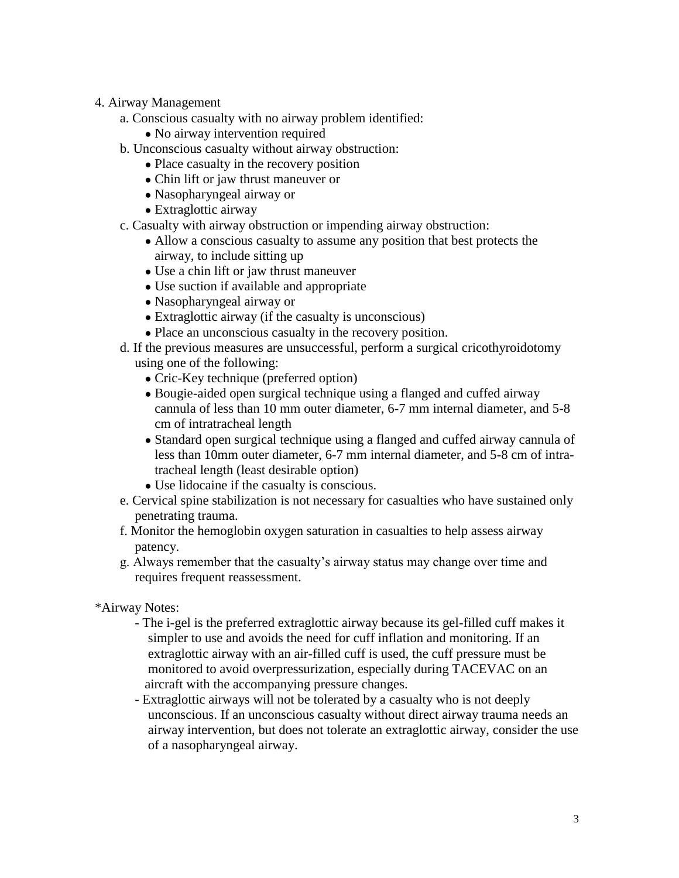4. Airway Management

   a. Conscious casualty with no airway problem identified:
      - No airway intervention required

   b. Unconscious casualty without airway obstruction:
      - Place casualty in the recovery position
      - Chin lift or jaw thrust maneuver or
      - Nasopharyngeal airway or
      - Extraglottic airway

   c. Casualty with airway obstruction or impending airway obstruction:
      - Allow a conscious casualty to assume any position that best protects the airway, to include sitting up
      - Use a chin lift or jaw thrust maneuver
      - Use suction if available and appropriate
      - Nasopharyngeal airway or
      - Extraglottic airway (if the casualty is unconscious)
      - Place an unconscious casualty in the recovery position.

   d. If the previous measures are unsuccessful, perform a surgical cricothyroidotomy using one of the following:
      - Cric-Key technique (preferred option)
      - Bougie-aided open surgical technique using a flanged and cuffed airway cannula of less than 10 mm outer diameter, 6-7 mm internal diameter, and 5-8 cm of intratracheal length
      - Standard open surgical technique using a flanged and cuffed airway cannula of less than 10mm outer diameter, 6-7 mm internal diameter, and 5-8 cm of intra-tracheal length (least desirable option)
      - Use lidocaine if the casualty is conscious.

   e. Cervical spine stabilization is not necessary for casualties who have sustained only penetrating trauma.

   f. Monitor the hemoglobin oxygen saturation in casualties to help assess airway patency.

   g. Always remember that the casualty's airway status may change over time and requires frequent reassessment.

*Airway Notes:

- The i-gel is the preferred extraglottic airway because its gel-filled cuff makes it simpler to use and avoids the need for cuff inflation and monitoring. If an extraglottic airway with an air-filled cuff is used, the cuff pressure must be monitored to avoid overpressurization, especially during TACEVAC on an aircraft with the accompanying pressure changes.
- Extraglottic airways will not be tolerated by a casualty who is not deeply unconscious. If an unconscious casualty without direct airway trauma needs an airway intervention, but does not tolerate an extraglottic airway, consider the use of a nasopharyngeal airway.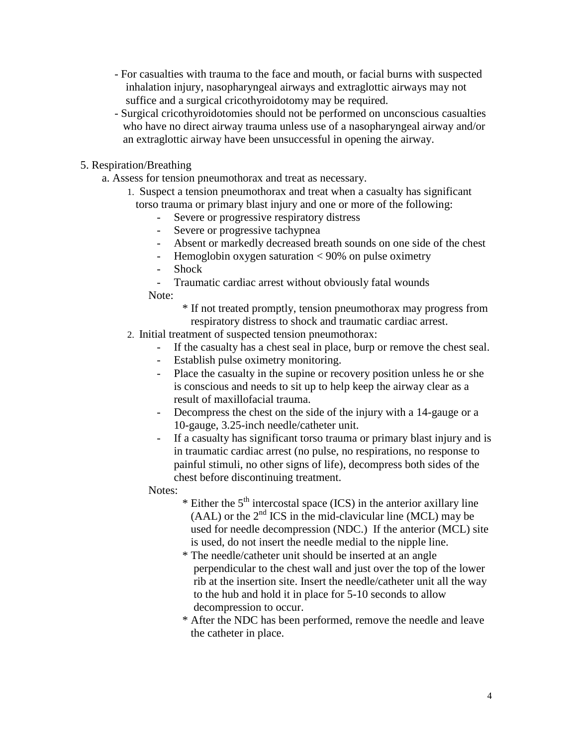- For casualties with trauma to the face and mouth, or facial burns with suspected inhalation injury, nasopharyngeal airways and extraglottic airways may not suffice and a surgical cricothyroidotomy may be required.
- Surgical cricothyroidotomies should not be performed on unconscious casualties who have no direct airway trauma unless use of a nasopharyngeal airway and/or an extraglottic airway have been unsuccessful in opening the airway.

5. Respiration/Breathing

a. Assess for tension pneumothorax and treat as necessary.

1. Suspect a tension pneumothorax and treat when a casualty has significant torso trauma or primary blast injury and one or more of the following:
   - Severe or progressive respiratory distress
   - Severe or progressive tachypnea
   - Absent or markedly decreased breath sounds on one side of the chest
   - Hemoglobin oxygen saturation < 90% on pulse oximetry
   - Shock
   - Traumatic cardiac arrest without obviously fatal wounds

   Note:

   * If not treated promptly, tension pneumothorax may progress from respiratory distress to shock and traumatic cardiac arrest.

2. Initial treatment of suspected tension pneumothorax:
   - If the casualty has a chest seal in place, burp or remove the chest seal.
   - Establish pulse oximetry monitoring.
   - Place the casualty in the supine or recovery position unless he or she is conscious and needs to sit up to help keep the airway clear as a result of maxillofacial trauma.
   - Decompress the chest on the side of the injury with a 14-gauge or a 10-gauge, 3.25-inch needle/catheter unit.
   - If a casualty has significant torso trauma or primary blast injury and is in traumatic cardiac arrest (no pulse, no respirations, no response to painful stimuli, no other signs of life), decompress both sides of the chest before discontinuing treatment.

   Notes:

   * Either the 5th intercostal space (ICS) in the anterior axillary line (AAL) or the 2nd ICS in the mid-clavicular line (MCL) may be used for needle decompression (NDC.) If the anterior (MCL) site is used, do not insert the needle medial to the nipple line.
   * The needle/catheter unit should be inserted at an angle perpendicular to the chest wall and just over the top of the lower rib at the insertion site. Insert the needle/catheter unit all the way to the hub and hold it in place for 5-10 seconds to allow decompression to occur.
   * After the NDC has been performed, remove the needle and leave the catheter in place.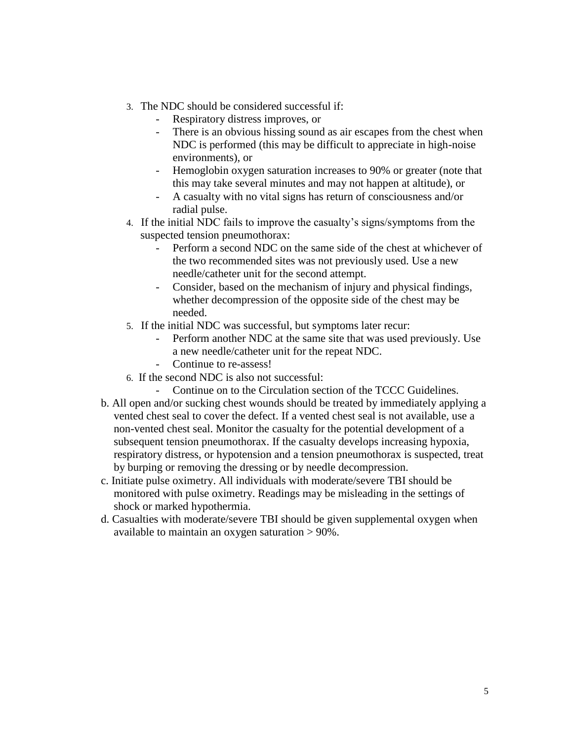3. The NDC should be considered successful if:
    - Respiratory distress improves, or
    - There is an obvious hissing sound as air escapes from the chest when NDC is performed (this may be difficult to appreciate in high-noise environments), or
    - Hemoglobin oxygen saturation increases to 90% or greater (note that this may take several minutes and may not happen at altitude), or
    - A casualty with no vital signs has return of consciousness and/or radial pulse.
4. If the initial NDC fails to improve the casualty's signs/symptoms from the suspected tension pneumothorax:
    - Perform a second NDC on the same side of the chest at whichever of the two recommended sites was not previously used. Use a new needle/catheter unit for the second attempt.
    - Consider, based on the mechanism of injury and physical findings, whether decompression of the opposite side of the chest may be needed.
5. If the initial NDC was successful, but symptoms later recur:
    - Perform another NDC at the same site that was used previously. Use a new needle/catheter unit for the repeat NDC.
    - Continue to re-assess!
6. If the second NDC is also not successful:
    - Continue on to the Circulation section of the TCCC Guidelines.

b. All open and/or sucking chest wounds should be treated by immediately applying a vented chest seal to cover the defect. If a vented chest seal is not available, use a non-vented chest seal. Monitor the casualty for the potential development of a subsequent tension pneumothorax. If the casualty develops increasing hypoxia, respiratory distress, or hypotension and a tension pneumothorax is suspected, treat by burping or removing the dressing or by needle decompression.

c. Initiate pulse oximetry. All individuals with moderate/severe TBI should be monitored with pulse oximetry. Readings may be misleading in the settings of shock or marked hypothermia.

d. Casualties with moderate/severe TBI should be given supplemental oxygen when available to maintain an oxygen saturation > 90%.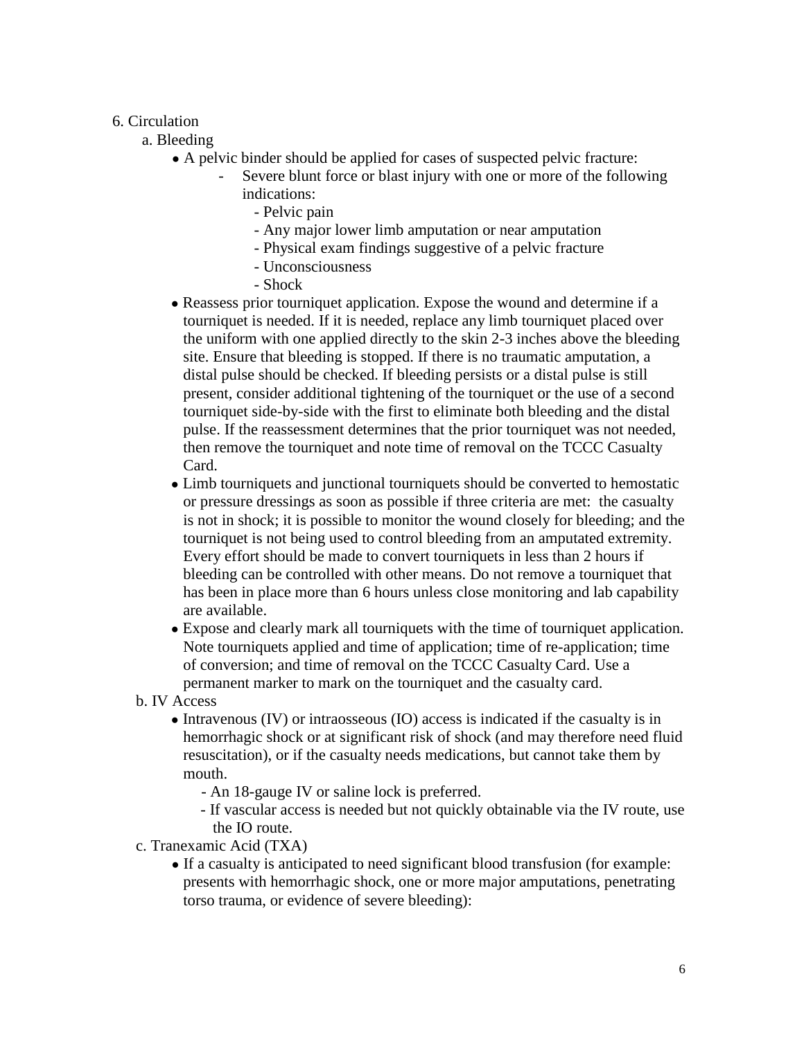6. Circulation

a. Bleeding

- A pelvic binder should be applied for cases of suspected pelvic fracture:
  - Severe blunt force or blast injury with one or more of the following indications:
    - Pelvic pain
    - Any major lower limb amputation or near amputation
    - Physical exam findings suggestive of a pelvic fracture
    - Unconsciousness
    - Shock
- Reassess prior tourniquet application. Expose the wound and determine if a tourniquet is needed. If it is needed, replace any limb tourniquet placed over the uniform with one applied directly to the skin 2-3 inches above the bleeding site. Ensure that bleeding is stopped. If there is no traumatic amputation, a distal pulse should be checked. If bleeding persists or a distal pulse is still present, consider additional tightening of the tourniquet or the use of a second tourniquet side-by-side with the first to eliminate both bleeding and the distal pulse. If the reassessment determines that the prior tourniquet was not needed, then remove the tourniquet and note time of removal on the TCCC Casualty Card.
- Limb tourniquets and junctional tourniquets should be converted to hemostatic or pressure dressings as soon as possible if three criteria are met: the casualty is not in shock; it is possible to monitor the wound closely for bleeding; and the tourniquet is not being used to control bleeding from an amputated extremity. Every effort should be made to convert tourniquets in less than 2 hours if bleeding can be controlled with other means. Do not remove a tourniquet that has been in place more than 6 hours unless close monitoring and lab capability are available.
- Expose and clearly mark all tourniquets with the time of tourniquet application. Note tourniquets applied and time of application; time of re-application; time of conversion; and time of removal on the TCCC Casualty Card. Use a permanent marker to mark on the tourniquet and the casualty card.

b. IV Access

- Intravenous (IV) or intraosseous (IO) access is indicated if the casualty is in hemorrhagic shock or at significant risk of shock (and may therefore need fluid resuscitation), or if the casualty needs medications, but cannot take them by mouth.
  - An 18-gauge IV or saline lock is preferred.
  - If vascular access is needed but not quickly obtainable via the IV route, use the IO route.

c. Tranexamic Acid (TXA)

- If a casualty is anticipated to need significant blood transfusion (for example: presents with hemorrhagic shock, one or more major amputations, penetrating torso trauma, or evidence of severe bleeding):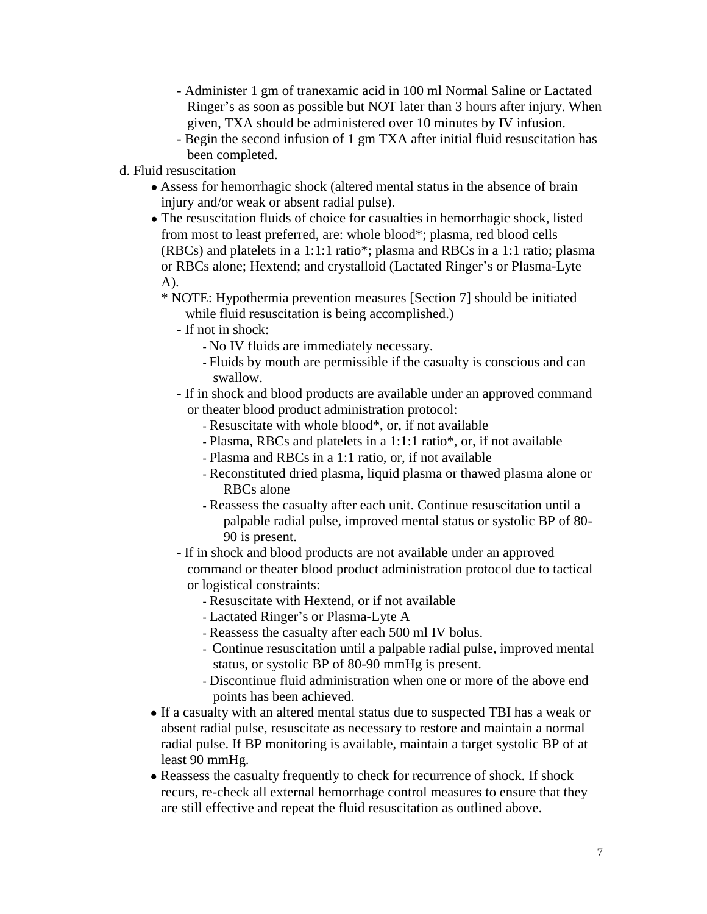- Administer 1 gm of tranexamic acid in 100 ml Normal Saline or Lactated Ringer's as soon as possible but NOT later than 3 hours after injury. When given, TXA should be administered over 10 minutes by IV infusion.
- Begin the second infusion of 1 gm TXA after initial fluid resuscitation has been completed.

d. Fluid resuscitation

- Assess for hemorrhagic shock (altered mental status in the absence of brain injury and/or weak or absent radial pulse).
- The resuscitation fluids of choice for casualties in hemorrhagic shock, listed from most to least preferred, are: whole blood*; plasma, red blood cells (RBCs) and platelets in a 1:1:1 ratio*; plasma and RBCs in a 1:1 ratio; plasma or RBCs alone; Hextend; and crystalloid (Lactated Ringer's or Plasma-Lyte A).

  * NOTE: Hypothermia prevention measures [Section 7] should be initiated while fluid resuscitation is being accomplished.)

  - If not in shock:
    - No IV fluids are immediately necessary.
    - Fluids by mouth are permissible if the casualty is conscious and can swallow.
  - If in shock and blood products are available under an approved command or theater blood product administration protocol:
    - Resuscitate with whole blood*, or, if not available
    - Plasma, RBCs and platelets in a 1:1:1 ratio*, or, if not available
    - Plasma and RBCs in a 1:1 ratio, or, if not available
    - Reconstituted dried plasma, liquid plasma or thawed plasma alone or RBCs alone
    - Reassess the casualty after each unit. Continue resuscitation until a palpable radial pulse, improved mental status or systolic BP of 80-90 is present.
  - If in shock and blood products are not available under an approved command or theater blood product administration protocol due to tactical or logistical constraints:
    - Resuscitate with Hextend, or if not available
    - Lactated Ringer's or Plasma-Lyte A
    - Reassess the casualty after each 500 ml IV bolus.
    - Continue resuscitation until a palpable radial pulse, improved mental status, or systolic BP of 80-90 mmHg is present.
    - Discontinue fluid administration when one or more of the above end points has been achieved.
- If a casualty with an altered mental status due to suspected TBI has a weak or absent radial pulse, resuscitate as necessary to restore and maintain a normal radial pulse. If BP monitoring is available, maintain a target systolic BP of at least 90 mmHg.
- Reassess the casualty frequently to check for recurrence of shock. If shock recurs, re-check all external hemorrhage control measures to ensure that they are still effective and repeat the fluid resuscitation as outlined above.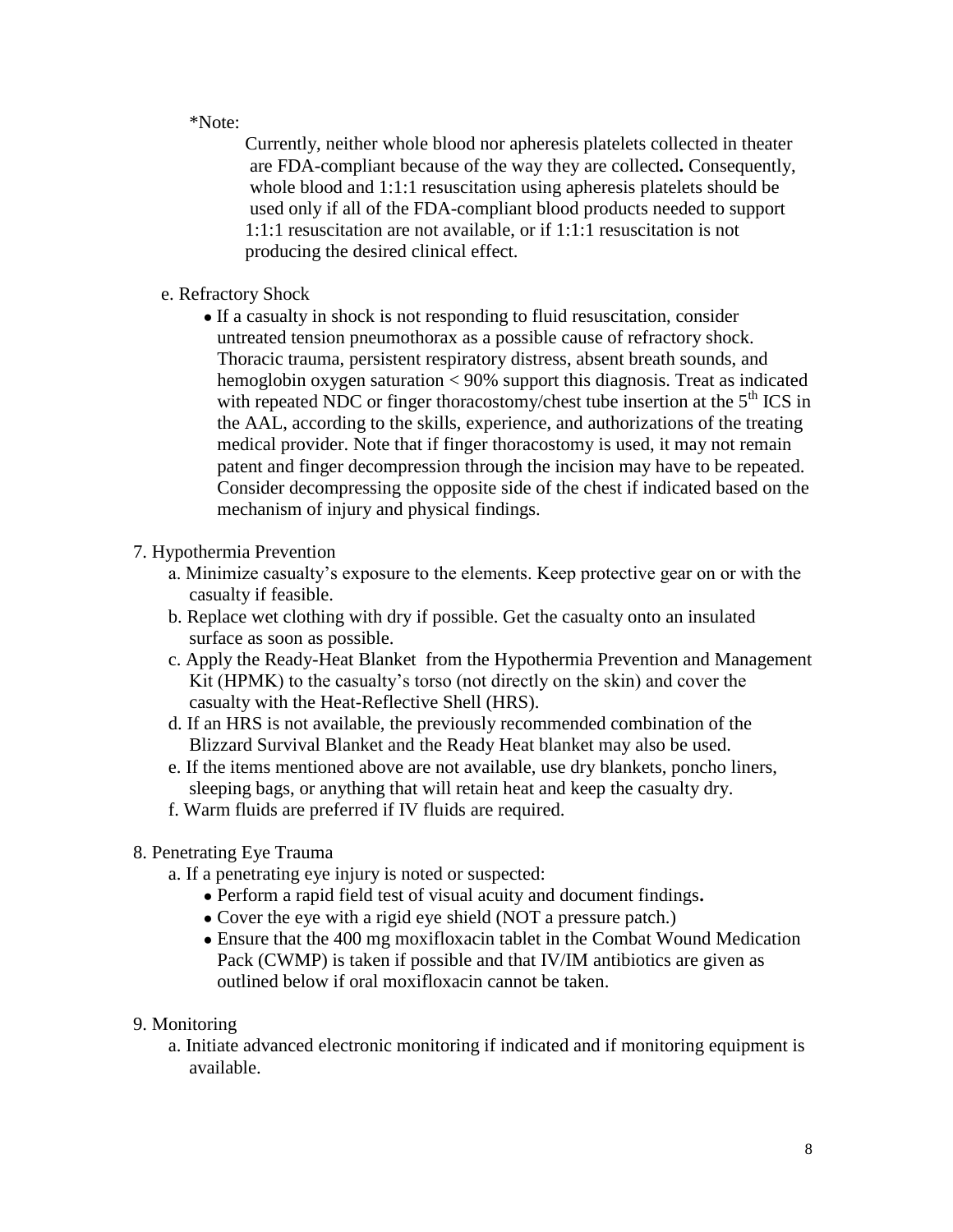*Note:

Currently, neither whole blood nor apheresis platelets collected in theater are FDA-compliant because of the way they are collected**.** Consequently, whole blood and 1:1:1 resuscitation using apheresis platelets should be used only if all of the FDA-compliant blood products needed to support 1:1:1 resuscitation are not available, or if 1:1:1 resuscitation is not producing the desired clinical effect.

e. Refractory Shock

- If a casualty in shock is not responding to fluid resuscitation, consider untreated tension pneumothorax as a possible cause of refractory shock. Thoracic trauma, persistent respiratory distress, absent breath sounds, and hemoglobin oxygen saturation < 90% support this diagnosis. Treat as indicated with repeated NDC or finger thoracostomy/chest tube insertion at the 5th ICS in the AAL, according to the skills, experience, and authorizations of the treating medical provider. Note that if finger thoracostomy is used, it may not remain patent and finger decompression through the incision may have to be repeated. Consider decompressing the opposite side of the chest if indicated based on the mechanism of injury and physical findings.

7. Hypothermia Prevention

   a. Minimize casualty's exposure to the elements. Keep protective gear on or with the casualty if feasible.

   b. Replace wet clothing with dry if possible. Get the casualty onto an insulated surface as soon as possible.

   c. Apply the Ready-Heat Blanket from the Hypothermia Prevention and Management Kit (HPMK) to the casualty's torso (not directly on the skin) and cover the casualty with the Heat-Reflective Shell (HRS).

   d. If an HRS is not available, the previously recommended combination of the Blizzard Survival Blanket and the Ready Heat blanket may also be used.

   e. If the items mentioned above are not available, use dry blankets, poncho liners, sleeping bags, or anything that will retain heat and keep the casualty dry.

   f. Warm fluids are preferred if IV fluids are required.

8. Penetrating Eye Trauma

   a. If a penetrating eye injury is noted or suspected:

      - Perform a rapid field test of visual acuity and document findings**.**
      - Cover the eye with a rigid eye shield (NOT a pressure patch.)
      - Ensure that the 400 mg moxifloxacin tablet in the Combat Wound Medication Pack (CWMP) is taken if possible and that IV/IM antibiotics are given as outlined below if oral moxifloxacin cannot be taken.

9. Monitoring

   a. Initiate advanced electronic monitoring if indicated and if monitoring equipment is available.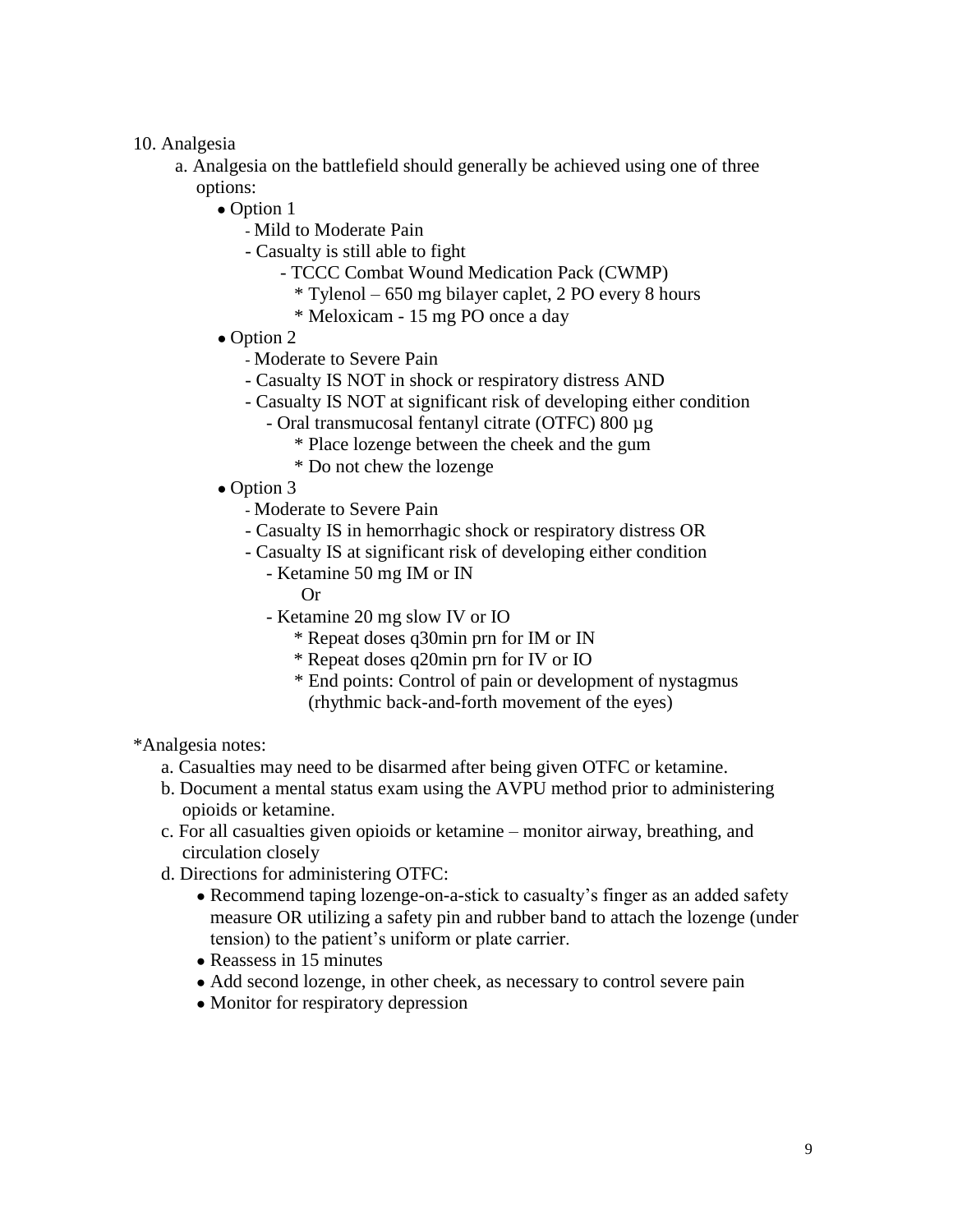10. Analgesia

   a. Analgesia on the battlefield should generally be achieved using one of three options:

      - Option 1
        - Mild to Moderate Pain
        - Casualty is still able to fight
          - TCCC Combat Wound Medication Pack (CWMP)
            * Tylenol – 650 mg bilayer caplet, 2 PO every 8 hours
            * Meloxicam - 15 mg PO once a day
      - Option 2
        - Moderate to Severe Pain
        - Casualty IS NOT in shock or respiratory distress AND
        - Casualty IS NOT at significant risk of developing either condition
          - Oral transmucosal fentanyl citrate (OTFC) 800 µg
            * Place lozenge between the cheek and the gum
            * Do not chew the lozenge
      - Option 3
        - Moderate to Severe Pain
        - Casualty IS in hemorrhagic shock or respiratory distress OR
        - Casualty IS at significant risk of developing either condition
          - Ketamine 50 mg IM or IN

            Or
          - Ketamine 20 mg slow IV or IO
            * Repeat doses q30min prn for IM or IN
            * Repeat doses q20min prn for IV or IO
            * End points: Control of pain or development of nystagmus (rhythmic back-and-forth movement of the eyes)

*Analgesia notes:

   a. Casualties may need to be disarmed after being given OTFC or ketamine.

   b. Document a mental status exam using the AVPU method prior to administering opioids or ketamine.

   c. For all casualties given opioids or ketamine – monitor airway, breathing, and circulation closely

   d. Directions for administering OTFC:
      - Recommend taping lozenge-on-a-stick to casualty's finger as an added safety measure OR utilizing a safety pin and rubber band to attach the lozenge (under tension) to the patient's uniform or plate carrier.
      - Reassess in 15 minutes
      - Add second lozenge, in other cheek, as necessary to control severe pain
      - Monitor for respiratory depression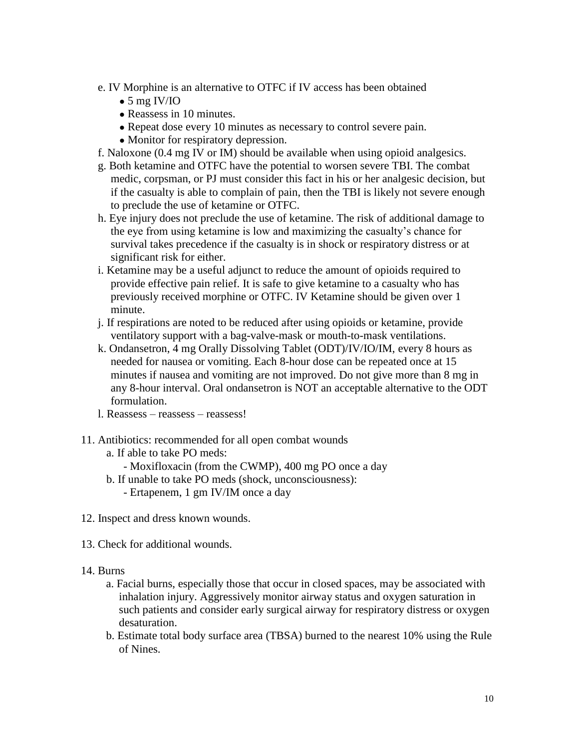e. IV Morphine is an alternative to OTFC if IV access has been obtained
   - 5 mg IV/IO
   - Reassess in 10 minutes.
   - Repeat dose every 10 minutes as necessary to control severe pain.
   - Monitor for respiratory depression.

f. Naloxone (0.4 mg IV or IM) should be available when using opioid analgesics.

g. Both ketamine and OTFC have the potential to worsen severe TBI. The combat medic, corpsman, or PJ must consider this fact in his or her analgesic decision, but if the casualty is able to complain of pain, then the TBI is likely not severe enough to preclude the use of ketamine or OTFC.

h. Eye injury does not preclude the use of ketamine. The risk of additional damage to the eye from using ketamine is low and maximizing the casualty's chance for survival takes precedence if the casualty is in shock or respiratory distress or at significant risk for either.

i. Ketamine may be a useful adjunct to reduce the amount of opioids required to provide effective pain relief. It is safe to give ketamine to a casualty who has previously received morphine or OTFC. IV Ketamine should be given over 1 minute.

j. If respirations are noted to be reduced after using opioids or ketamine, provide ventilatory support with a bag-valve-mask or mouth-to-mask ventilations.

k. Ondansetron, 4 mg Orally Dissolving Tablet (ODT)/IV/IO/IM, every 8 hours as needed for nausea or vomiting. Each 8-hour dose can be repeated once at 15 minutes if nausea and vomiting are not improved. Do not give more than 8 mg in any 8-hour interval. Oral ondansetron is NOT an acceptable alternative to the ODT formulation.

l. Reassess – reassess – reassess!

11. Antibiotics: recommended for all open combat wounds
    a. If able to take PO meds:
       - Moxifloxacin (from the CWMP), 400 mg PO once a day
    b. If unable to take PO meds (shock, unconsciousness):
       - Ertapenem, 1 gm IV/IM once a day

12. Inspect and dress known wounds.

13. Check for additional wounds.

14. Burns
    a. Facial burns, especially those that occur in closed spaces, may be associated with inhalation injury. Aggressively monitor airway status and oxygen saturation in such patients and consider early surgical airway for respiratory distress or oxygen desaturation.
    b. Estimate total body surface area (TBSA) burned to the nearest 10% using the Rule of Nines.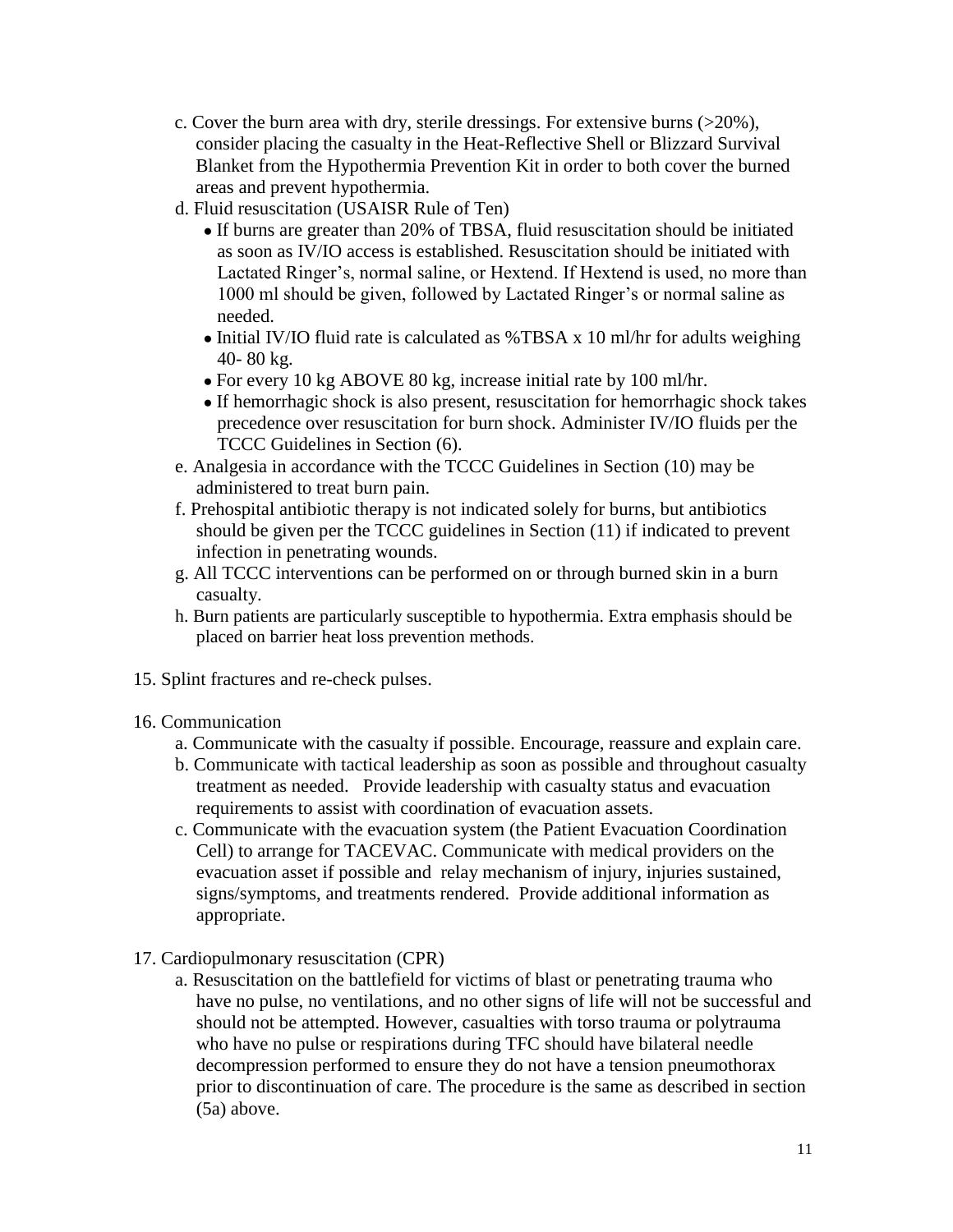c. Cover the burn area with dry, sterile dressings. For extensive burns (>20%), consider placing the casualty in the Heat-Reflective Shell or Blizzard Survival Blanket from the Hypothermia Prevention Kit in order to both cover the burned areas and prevent hypothermia.

d. Fluid resuscitation (USAISR Rule of Ten)
- If burns are greater than 20% of TBSA, fluid resuscitation should be initiated as soon as IV/IO access is established. Resuscitation should be initiated with Lactated Ringer's, normal saline, or Hextend. If Hextend is used, no more than 1000 ml should be given, followed by Lactated Ringer's or normal saline as needed.
- Initial IV/IO fluid rate is calculated as %TBSA x 10 ml/hr for adults weighing 40- 80 kg.
- For every 10 kg ABOVE 80 kg, increase initial rate by 100 ml/hr.
- If hemorrhagic shock is also present, resuscitation for hemorrhagic shock takes precedence over resuscitation for burn shock. Administer IV/IO fluids per the TCCC Guidelines in Section (6).

e. Analgesia in accordance with the TCCC Guidelines in Section (10) may be administered to treat burn pain.

f. Prehospital antibiotic therapy is not indicated solely for burns, but antibiotics should be given per the TCCC guidelines in Section (11) if indicated to prevent infection in penetrating wounds.

g. All TCCC interventions can be performed on or through burned skin in a burn casualty.

h. Burn patients are particularly susceptible to hypothermia. Extra emphasis should be placed on barrier heat loss prevention methods.

15. Splint fractures and re-check pulses.

16. Communication

a. Communicate with the casualty if possible. Encourage, reassure and explain care.

b. Communicate with tactical leadership as soon as possible and throughout casualty treatment as needed. Provide leadership with casualty status and evacuation requirements to assist with coordination of evacuation assets.

c. Communicate with the evacuation system (the Patient Evacuation Coordination Cell) to arrange for TACEVAC. Communicate with medical providers on the evacuation asset if possible and relay mechanism of injury, injuries sustained, signs/symptoms, and treatments rendered. Provide additional information as appropriate.

17. Cardiopulmonary resuscitation (CPR)

a. Resuscitation on the battlefield for victims of blast or penetrating trauma who have no pulse, no ventilations, and no other signs of life will not be successful and should not be attempted. However, casualties with torso trauma or polytrauma who have no pulse or respirations during TFC should have bilateral needle decompression performed to ensure they do not have a tension pneumothorax prior to discontinuation of care. The procedure is the same as described in section (5a) above.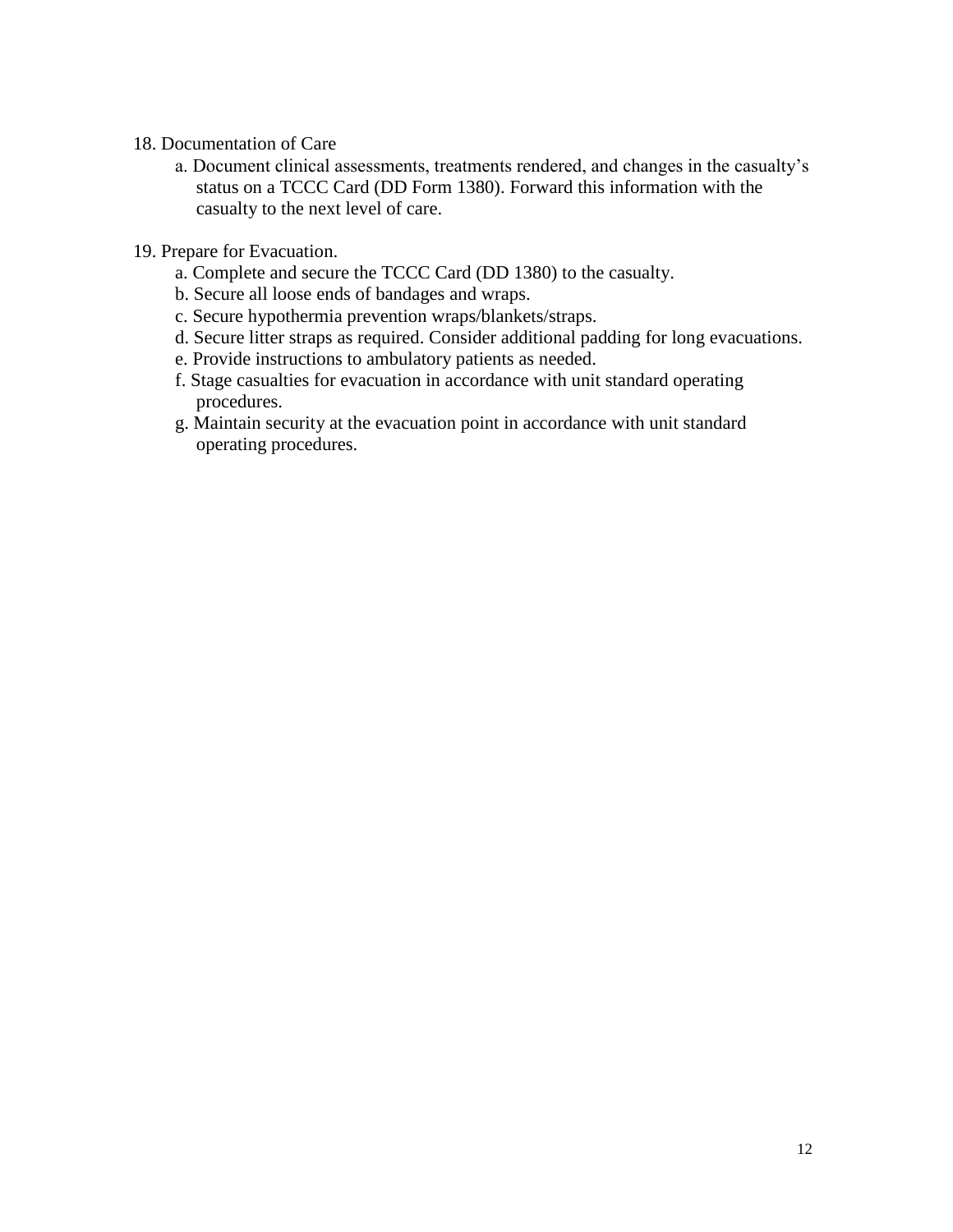18. Documentation of Care
    a. Document clinical assessments, treatments rendered, and changes in the casualty's status on a TCCC Card (DD Form 1380). Forward this information with the casualty to the next level of care.

19. Prepare for Evacuation.
    a. Complete and secure the TCCC Card (DD 1380) to the casualty.
    b. Secure all loose ends of bandages and wraps.
    c. Secure hypothermia prevention wraps/blankets/straps.
    d. Secure litter straps as required. Consider additional padding for long evacuations.
    e. Provide instructions to ambulatory patients as needed.
    f. Stage casualties for evacuation in accordance with unit standard operating procedures.
    g. Maintain security at the evacuation point in accordance with unit standard operating procedures.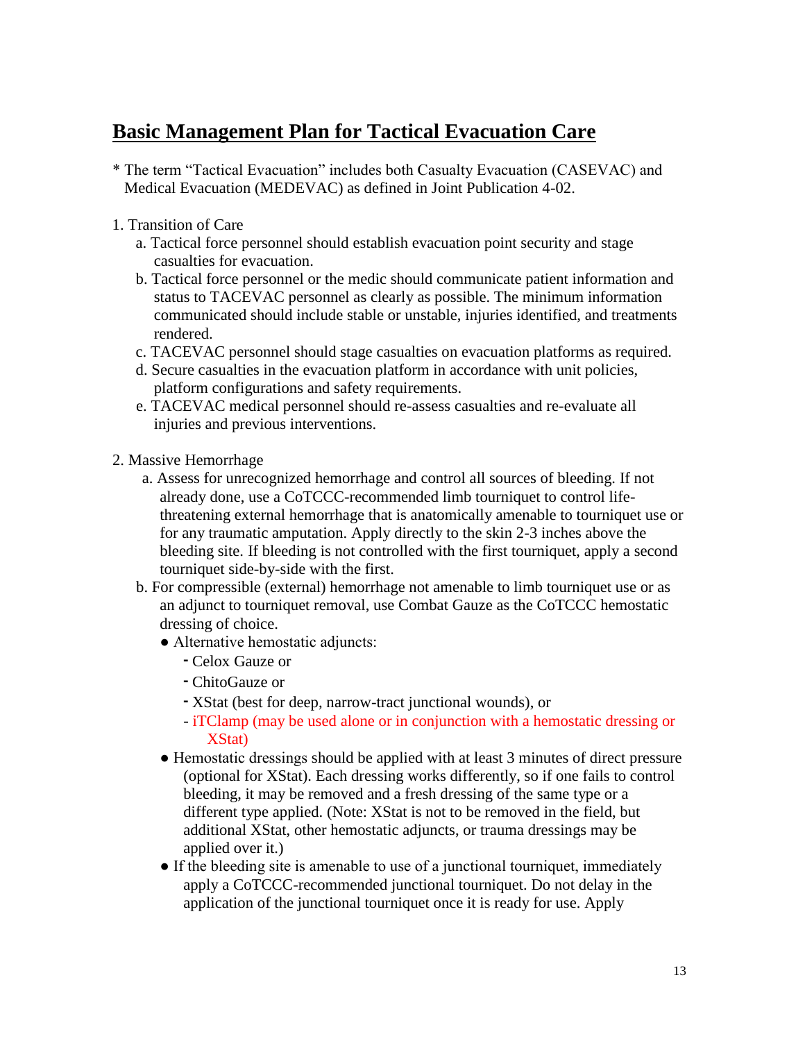## Basic Management Plan for Tactical Evacuation Care

* The term "Tactical Evacuation" includes both Casualty Evacuation (CASEVAC) and Medical Evacuation (MEDEVAC) as defined in Joint Publication 4-02.

1. Transition of Care
   a. Tactical force personnel should establish evacuation point security and stage casualties for evacuation.
   b. Tactical force personnel or the medic should communicate patient information and status to TACEVAC personnel as clearly as possible. The minimum information communicated should include stable or unstable, injuries identified, and treatments rendered.
   c. TACEVAC personnel should stage casualties on evacuation platforms as required.
   d. Secure casualties in the evacuation platform in accordance with unit policies, platform configurations and safety requirements.
   e. TACEVAC medical personnel should re-assess casualties and re-evaluate all injuries and previous interventions.

2. Massive Hemorrhage
   a. Assess for unrecognized hemorrhage and control all sources of bleeding. If not already done, use a CoTCCC-recommended limb tourniquet to control life-threatening external hemorrhage that is anatomically amenable to tourniquet use or for any traumatic amputation. Apply directly to the skin 2-3 inches above the bleeding site. If bleeding is not controlled with the first tourniquet, apply a second tourniquet side-by-side with the first.
   b. For compressible (external) hemorrhage not amenable to limb tourniquet use or as an adjunct to tourniquet removal, use Combat Gauze as the CoTCCC hemostatic dressing of choice.
      - Alternative hemostatic adjuncts:
        - Celox Gauze or
        - ChitoGauze or
        - XStat (best for deep, narrow-tract junctional wounds), or
        - iTClamp (may be used alone or in conjunction with a hemostatic dressing or XStat)
      - Hemostatic dressings should be applied with at least 3 minutes of direct pressure (optional for XStat). Each dressing works differently, so if one fails to control bleeding, it may be removed and a fresh dressing of the same type or a different type applied. (Note: XStat is not to be removed in the field, but additional XStat, other hemostatic adjuncts, or trauma dressings may be applied over it.)
      - If the bleeding site is amenable to use of a junctional tourniquet, immediately apply a CoTCCC-recommended junctional tourniquet. Do not delay in the application of the junctional tourniquet once it is ready for use. Apply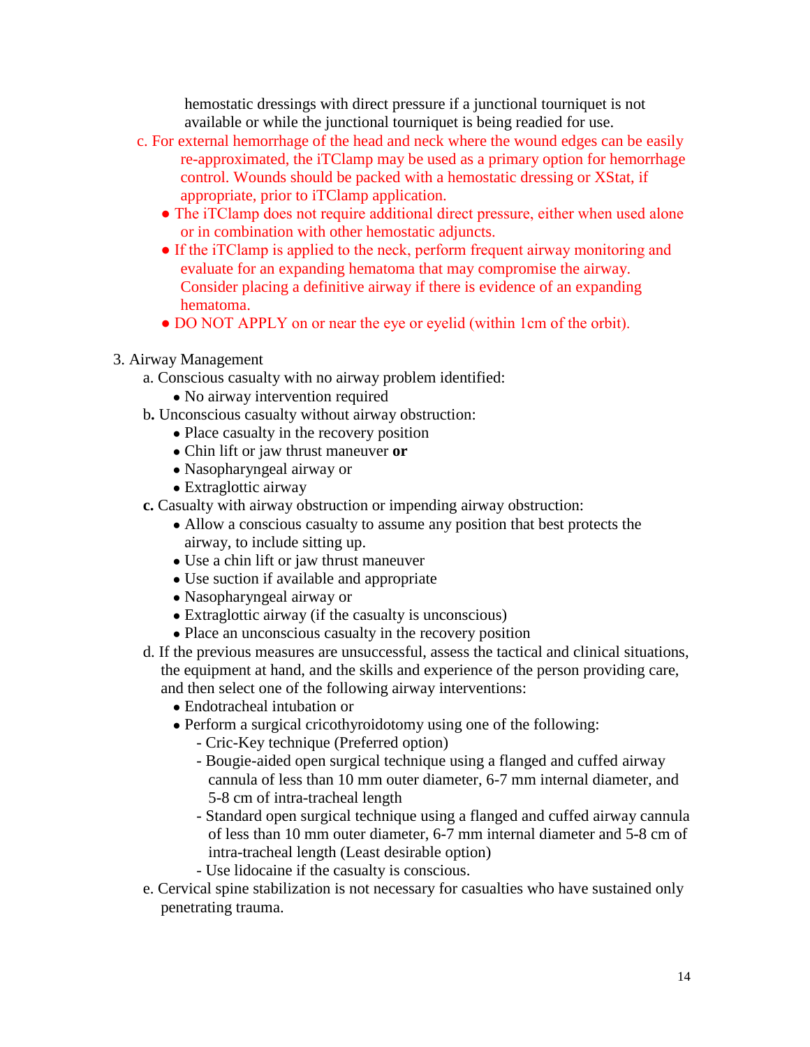hemostatic dressings with direct pressure if a junctional tourniquet is not available or while the junctional tourniquet is being readied for use.

c. For external hemorrhage of the head and neck where the wound edges can be easily re-approximated, the iTClamp may be used as a primary option for hemorrhage control. Wounds should be packed with a hemostatic dressing or XStat, if appropriate, prior to iTClamp application.
   - The iTClamp does not require additional direct pressure, either when used alone or in combination with other hemostatic adjuncts.
   - If the iTClamp is applied to the neck, perform frequent airway monitoring and evaluate for an expanding hematoma that may compromise the airway. Consider placing a definitive airway if there is evidence of an expanding hematoma.
   - DO NOT APPLY on or near the eye or eyelid (within 1cm of the orbit).

3. Airway Management
   a. Conscious casualty with no airway problem identified:
      - No airway intervention required
   b. Unconscious casualty without airway obstruction:
      - Place casualty in the recovery position
      - Chin lift or jaw thrust maneuver **or**
      - Nasopharyngeal airway or
      - Extraglottic airway
   **c.** Casualty with airway obstruction or impending airway obstruction:
      - Allow a conscious casualty to assume any position that best protects the airway, to include sitting up.
      - Use a chin lift or jaw thrust maneuver
      - Use suction if available and appropriate
      - Nasopharyngeal airway or
      - Extraglottic airway (if the casualty is unconscious)
      - Place an unconscious casualty in the recovery position
   d. If the previous measures are unsuccessful, assess the tactical and clinical situations, the equipment at hand, and the skills and experience of the person providing care, and then select one of the following airway interventions:
      - Endotracheal intubation or
      - Perform a surgical cricothyroidotomy using one of the following:
        - Cric-Key technique (Preferred option)
        - Bougie-aided open surgical technique using a flanged and cuffed airway cannula of less than 10 mm outer diameter, 6-7 mm internal diameter, and 5-8 cm of intra-tracheal length
        - Standard open surgical technique using a flanged and cuffed airway cannula of less than 10 mm outer diameter, 6-7 mm internal diameter and 5-8 cm of intra-tracheal length (Least desirable option)
        - Use lidocaine if the casualty is conscious.
   e. Cervical spine stabilization is not necessary for casualties who have sustained only penetrating trauma.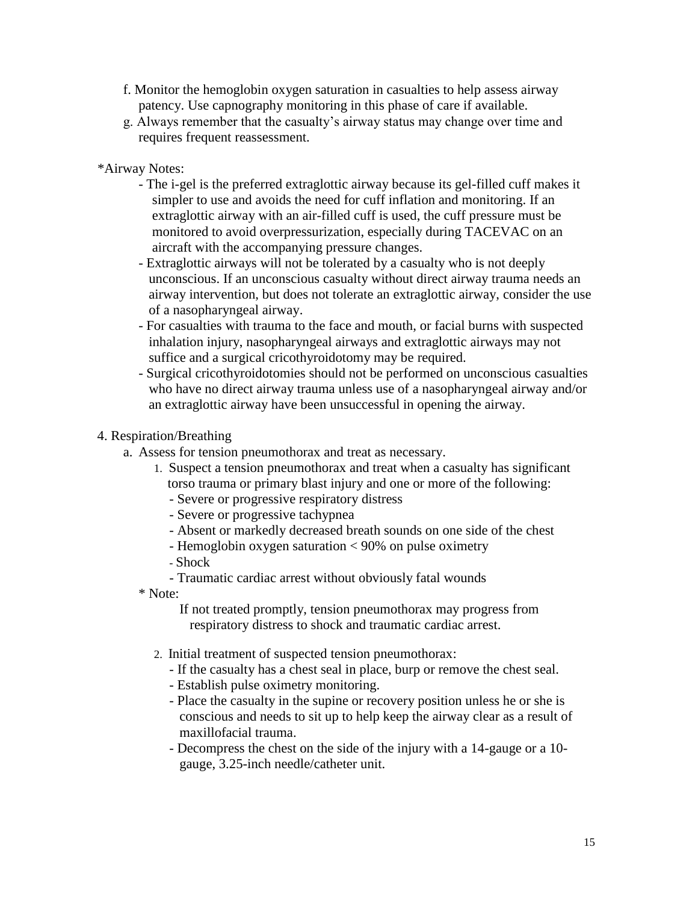f. Monitor the hemoglobin oxygen saturation in casualties to help assess airway patency. Use capnography monitoring in this phase of care if available.

g. Always remember that the casualty's airway status may change over time and requires frequent reassessment.

*Airway Notes:

- The i-gel is the preferred extraglottic airway because its gel-filled cuff makes it simpler to use and avoids the need for cuff inflation and monitoring. If an extraglottic airway with an air-filled cuff is used, the cuff pressure must be monitored to avoid overpressurization, especially during TACEVAC on an aircraft with the accompanying pressure changes.
- Extraglottic airways will not be tolerated by a casualty who is not deeply unconscious. If an unconscious casualty without direct airway trauma needs an airway intervention, but does not tolerate an extraglottic airway, consider the use of a nasopharyngeal airway.
- For casualties with trauma to the face and mouth, or facial burns with suspected inhalation injury, nasopharyngeal airways and extraglottic airways may not suffice and a surgical cricothyroidotomy may be required.
- Surgical cricothyroidotomies should not be performed on unconscious casualties who have no direct airway trauma unless use of a nasopharyngeal airway and/or an extraglottic airway have been unsuccessful in opening the airway.

4. Respiration/Breathing

a. Assess for tension pneumothorax and treat as necessary.

1. Suspect a tension pneumothorax and treat when a casualty has significant torso trauma or primary blast injury and one or more of the following:
   - Severe or progressive respiratory distress
   - Severe or progressive tachypnea
   - Absent or markedly decreased breath sounds on one side of the chest
   - Hemoglobin oxygen saturation < 90% on pulse oximetry
   - Shock
   - Traumatic cardiac arrest without obviously fatal wounds

\* Note:

If not treated promptly, tension pneumothorax may progress from respiratory distress to shock and traumatic cardiac arrest.

2. Initial treatment of suspected tension pneumothorax:
   - If the casualty has a chest seal in place, burp or remove the chest seal.
   - Establish pulse oximetry monitoring.
   - Place the casualty in the supine or recovery position unless he or she is conscious and needs to sit up to help keep the airway clear as a result of maxillofacial trauma.
   - Decompress the chest on the side of the injury with a 14-gauge or a 10-gauge, 3.25-inch needle/catheter unit.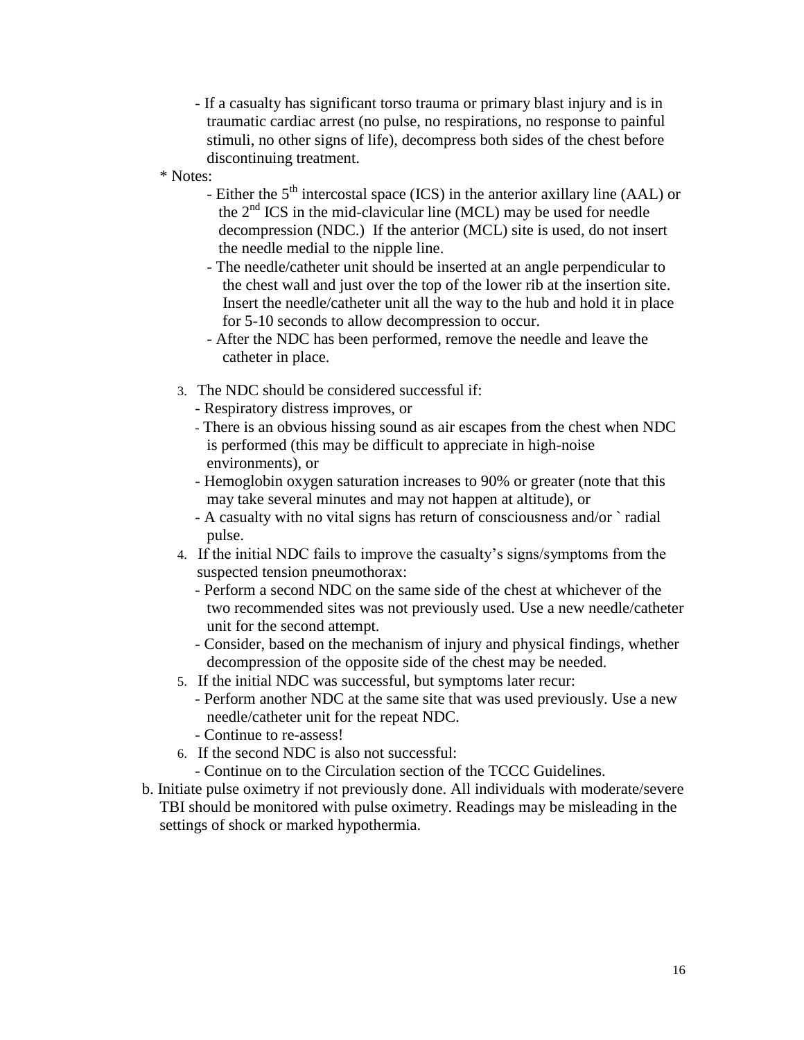- If a casualty has significant torso trauma or primary blast injury and is in traumatic cardiac arrest (no pulse, no respirations, no response to painful stimuli, no other signs of life), decompress both sides of the chest before discontinuing treatment.

\* Notes:

- Either the 5th intercostal space (ICS) in the anterior axillary line (AAL) or the 2nd ICS in the mid-clavicular line (MCL) may be used for needle decompression (NDC.) If the anterior (MCL) site is used, do not insert the needle medial to the nipple line.
- The needle/catheter unit should be inserted at an angle perpendicular to the chest wall and just over the top of the lower rib at the insertion site. Insert the needle/catheter unit all the way to the hub and hold it in place for 5-10 seconds to allow decompression to occur.
- After the NDC has been performed, remove the needle and leave the catheter in place.

3. The NDC should be considered successful if:
   - Respiratory distress improves, or
   - There is an obvious hissing sound as air escapes from the chest when NDC is performed (this may be difficult to appreciate in high-noise environments), or
   - Hemoglobin oxygen saturation increases to 90% or greater (note that this may take several minutes and may not happen at altitude), or
   - A casualty with no vital signs has return of consciousness and/or ` radial pulse.
4. If the initial NDC fails to improve the casualty's signs/symptoms from the suspected tension pneumothorax:
   - Perform a second NDC on the same side of the chest at whichever of the two recommended sites was not previously used. Use a new needle/catheter unit for the second attempt.
   - Consider, based on the mechanism of injury and physical findings, whether decompression of the opposite side of the chest may be needed.
5. If the initial NDC was successful, but symptoms later recur:
   - Perform another NDC at the same site that was used previously. Use a new needle/catheter unit for the repeat NDC.
   - Continue to re-assess!
6. If the second NDC is also not successful:
   - Continue on to the Circulation section of the TCCC Guidelines.

b. Initiate pulse oximetry if not previously done. All individuals with moderate/severe TBI should be monitored with pulse oximetry. Readings may be misleading in the settings of shock or marked hypothermia.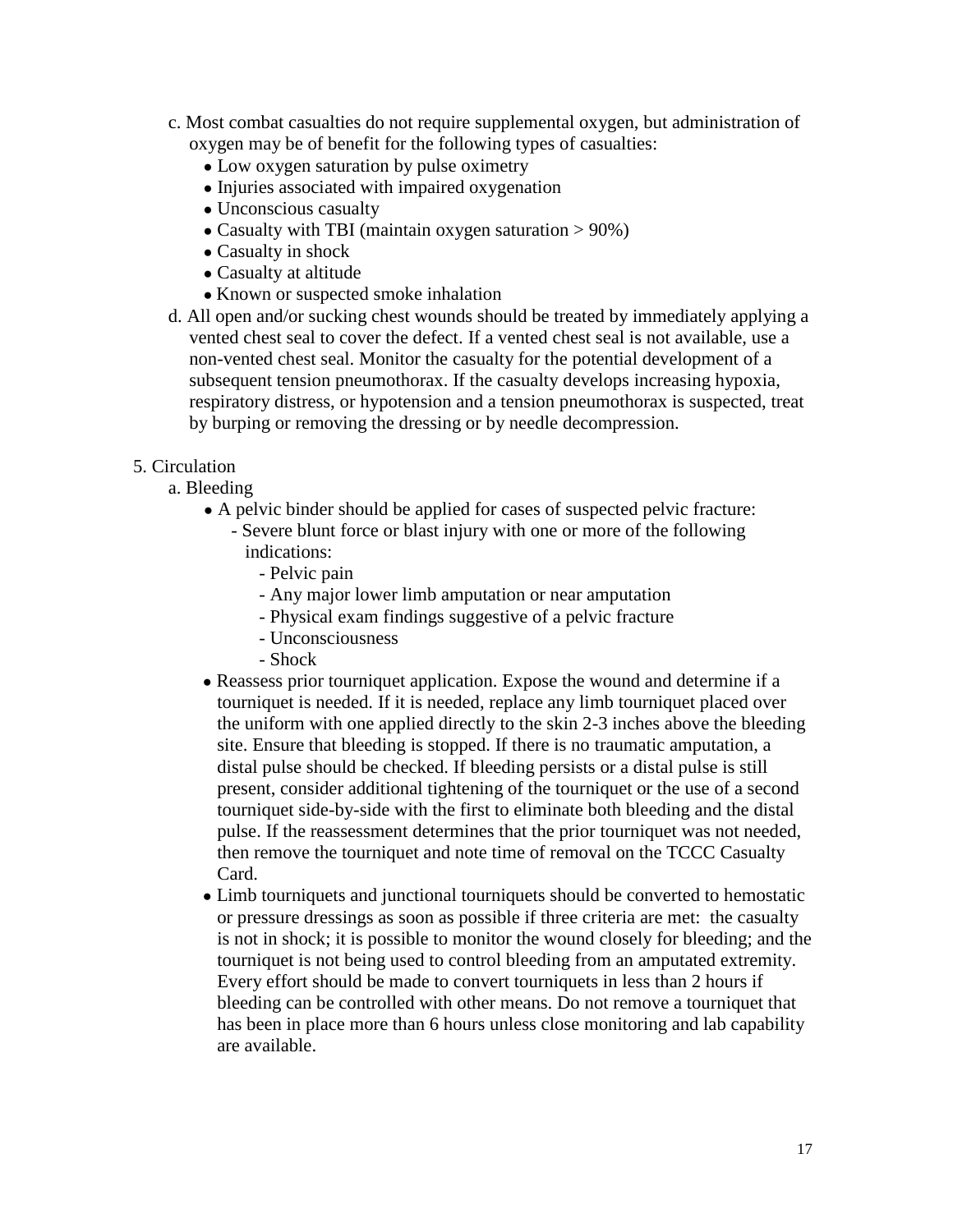c. Most combat casualties do not require supplemental oxygen, but administration of oxygen may be of benefit for the following types of casualties:
   - Low oxygen saturation by pulse oximetry
   - Injuries associated with impaired oxygenation
   - Unconscious casualty
   - Casualty with TBI (maintain oxygen saturation > 90%)
   - Casualty in shock
   - Casualty at altitude
   - Known or suspected smoke inhalation

d. All open and/or sucking chest wounds should be treated by immediately applying a vented chest seal to cover the defect. If a vented chest seal is not available, use a non-vented chest seal. Monitor the casualty for the potential development of a subsequent tension pneumothorax. If the casualty develops increasing hypoxia, respiratory distress, or hypotension and a tension pneumothorax is suspected, treat by burping or removing the dressing or by needle decompression.

5. Circulation

   a. Bleeding
   - A pelvic binder should be applied for cases of suspected pelvic fracture:
     - Severe blunt force or blast injury with one or more of the following indications:
       - Pelvic pain
       - Any major lower limb amputation or near amputation
       - Physical exam findings suggestive of a pelvic fracture
       - Unconsciousness
       - Shock
   - Reassess prior tourniquet application. Expose the wound and determine if a tourniquet is needed. If it is needed, replace any limb tourniquet placed over the uniform with one applied directly to the skin 2-3 inches above the bleeding site. Ensure that bleeding is stopped. If there is no traumatic amputation, a distal pulse should be checked. If bleeding persists or a distal pulse is still present, consider additional tightening of the tourniquet or the use of a second tourniquet side-by-side with the first to eliminate both bleeding and the distal pulse. If the reassessment determines that the prior tourniquet was not needed, then remove the tourniquet and note time of removal on the TCCC Casualty Card.
   - Limb tourniquets and junctional tourniquets should be converted to hemostatic or pressure dressings as soon as possible if three criteria are met: the casualty is not in shock; it is possible to monitor the wound closely for bleeding; and the tourniquet is not being used to control bleeding from an amputated extremity. Every effort should be made to convert tourniquets in less than 2 hours if bleeding can be controlled with other means. Do not remove a tourniquet that has been in place more than 6 hours unless close monitoring and lab capability are available.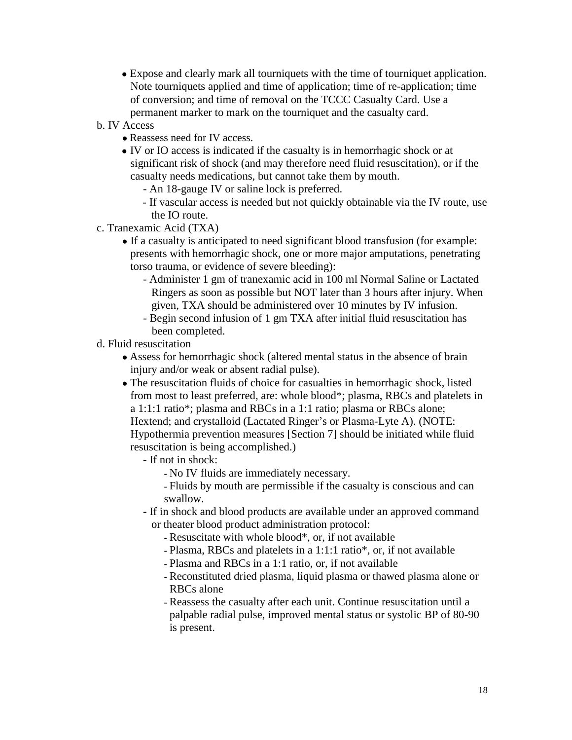- Expose and clearly mark all tourniquets with the time of tourniquet application. Note tourniquets applied and time of application; time of re-application; time of conversion; and time of removal on the TCCC Casualty Card. Use a permanent marker to mark on the tourniquet and the casualty card.

b. IV Access

- Reassess need for IV access.
- IV or IO access is indicated if the casualty is in hemorrhagic shock or at significant risk of shock (and may therefore need fluid resuscitation), or if the casualty needs medications, but cannot take them by mouth.
    - An 18-gauge IV or saline lock is preferred.
    - If vascular access is needed but not quickly obtainable via the IV route, use the IO route.

c. Tranexamic Acid (TXA)

- If a casualty is anticipated to need significant blood transfusion (for example: presents with hemorrhagic shock, one or more major amputations, penetrating torso trauma, or evidence of severe bleeding):
    - Administer 1 gm of tranexamic acid in 100 ml Normal Saline or Lactated Ringers as soon as possible but NOT later than 3 hours after injury. When given, TXA should be administered over 10 minutes by IV infusion.
    - Begin second infusion of 1 gm TXA after initial fluid resuscitation has been completed.

d. Fluid resuscitation

- Assess for hemorrhagic shock (altered mental status in the absence of brain injury and/or weak or absent radial pulse).
- The resuscitation fluids of choice for casualties in hemorrhagic shock, listed from most to least preferred, are: whole blood*; plasma, RBCs and platelets in a 1:1:1 ratio*; plasma and RBCs in a 1:1 ratio; plasma or RBCs alone; Hextend; and crystalloid (Lactated Ringer's or Plasma-Lyte A). (NOTE: Hypothermia prevention measures [Section 7] should be initiated while fluid resuscitation is being accomplished.)
    - If not in shock:
        - No IV fluids are immediately necessary.
        - Fluids by mouth are permissible if the casualty is conscious and can swallow.
    - If in shock and blood products are available under an approved command or theater blood product administration protocol:
        - Resuscitate with whole blood*, or, if not available
        - Plasma, RBCs and platelets in a 1:1:1 ratio*, or, if not available
        - Plasma and RBCs in a 1:1 ratio, or, if not available
        - Reconstituted dried plasma, liquid plasma or thawed plasma alone or RBCs alone
        - Reassess the casualty after each unit. Continue resuscitation until a palpable radial pulse, improved mental status or systolic BP of 80-90 is present.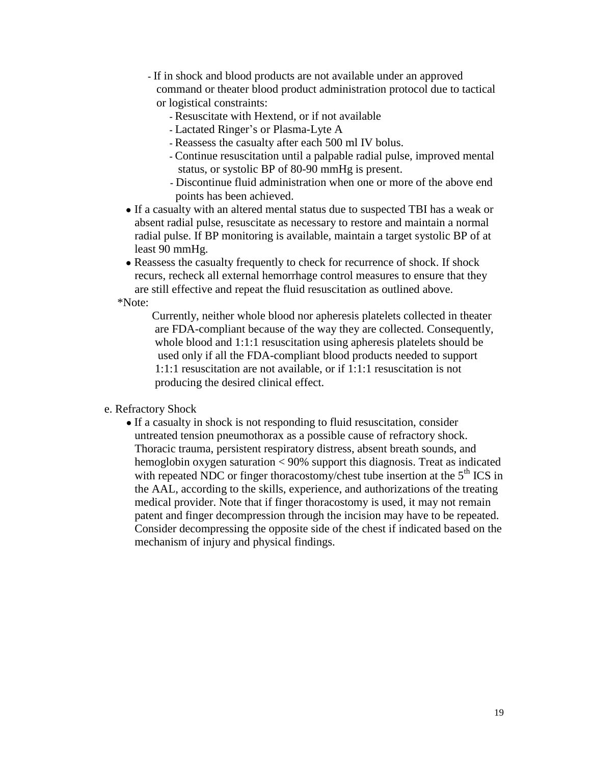- If in shock and blood products are not available under an approved command or theater blood product administration protocol due to tactical or logistical constraints:
  - Resuscitate with Hextend, or if not available
  - Lactated Ringer's or Plasma-Lyte A
  - Reassess the casualty after each 500 ml IV bolus.
  - Continue resuscitation until a palpable radial pulse, improved mental status, or systolic BP of 80-90 mmHg is present.
  - Discontinue fluid administration when one or more of the above end points has been achieved.

- If a casualty with an altered mental status due to suspected TBI has a weak or absent radial pulse, resuscitate as necessary to restore and maintain a normal radial pulse. If BP monitoring is available, maintain a target systolic BP of at least 90 mmHg.
- Reassess the casualty frequently to check for recurrence of shock. If shock recurs, recheck all external hemorrhage control measures to ensure that they are still effective and repeat the fluid resuscitation as outlined above.

*Note:

Currently, neither whole blood nor apheresis platelets collected in theater are FDA-compliant because of the way they are collected. Consequently, whole blood and 1:1:1 resuscitation using apheresis platelets should be used only if all the FDA-compliant blood products needed to support 1:1:1 resuscitation are not available, or if 1:1:1 resuscitation is not producing the desired clinical effect.

e. Refractory Shock

- If a casualty in shock is not responding to fluid resuscitation, consider untreated tension pneumothorax as a possible cause of refractory shock. Thoracic trauma, persistent respiratory distress, absent breath sounds, and hemoglobin oxygen saturation < 90% support this diagnosis. Treat as indicated with repeated NDC or finger thoracostomy/chest tube insertion at the $5^{th}$ ICS in the AAL, according to the skills, experience, and authorizations of the treating medical provider. Note that if finger thoracostomy is used, it may not remain patent and finger decompression through the incision may have to be repeated. Consider decompressing the opposite side of the chest if indicated based on the mechanism of injury and physical findings.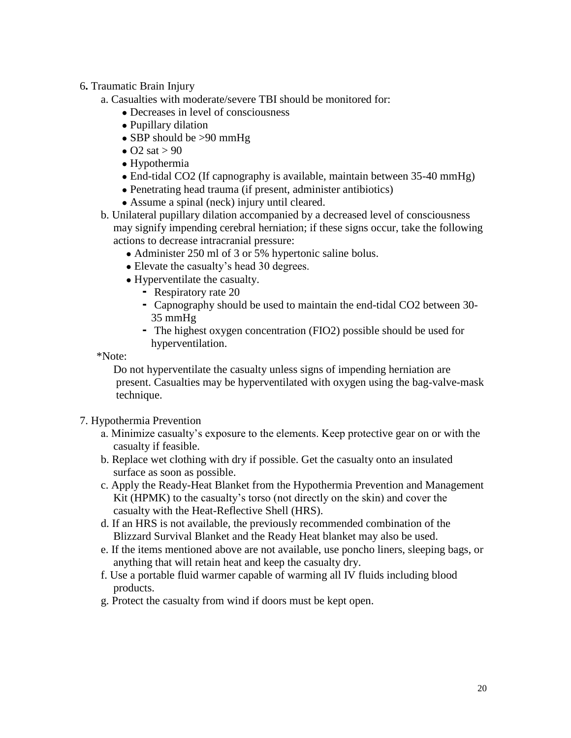6. Traumatic Brain Injury

a. Casualties with moderate/severe TBI should be monitored for:

- Decreases in level of consciousness
- Pupillary dilation
- SBP should be >90 mmHg
- O2 sat > 90
- Hypothermia
- End-tidal CO2 (If capnography is available, maintain between 35-40 mmHg)
- Penetrating head trauma (if present, administer antibiotics)
- Assume a spinal (neck) injury until cleared.

b. Unilateral pupillary dilation accompanied by a decreased level of consciousness may signify impending cerebral herniation; if these signs occur, take the following actions to decrease intracranial pressure:

- Administer 250 ml of 3 or 5% hypertonic saline bolus.
- Elevate the casualty's head 30 degrees.
- Hyperventilate the casualty.
  - Respiratory rate 20
  - Capnography should be used to maintain the end-tidal CO2 between 30-35 mmHg
  - The highest oxygen concentration (FIO2) possible should be used for hyperventilation.

*Note:

Do not hyperventilate the casualty unless signs of impending herniation are present. Casualties may be hyperventilated with oxygen using the bag-valve-mask technique.

7. Hypothermia Prevention

a. Minimize casualty's exposure to the elements. Keep protective gear on or with the casualty if feasible.

b. Replace wet clothing with dry if possible. Get the casualty onto an insulated surface as soon as possible.

c. Apply the Ready-Heat Blanket from the Hypothermia Prevention and Management Kit (HPMK) to the casualty's torso (not directly on the skin) and cover the casualty with the Heat-Reflective Shell (HRS).

d. If an HRS is not available, the previously recommended combination of the Blizzard Survival Blanket and the Ready Heat blanket may also be used.

e. If the items mentioned above are not available, use poncho liners, sleeping bags, or anything that will retain heat and keep the casualty dry.

f. Use a portable fluid warmer capable of warming all IV fluids including blood products.

g. Protect the casualty from wind if doors must be kept open.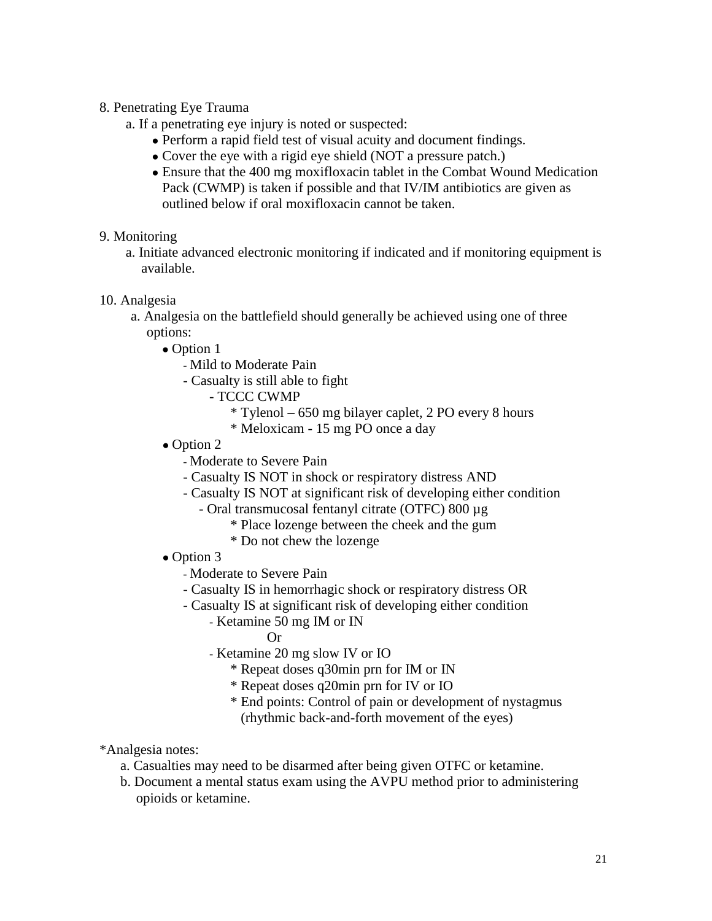8. Penetrating Eye Trauma

   a. If a penetrating eye injury is noted or suspected:

      - Perform a rapid field test of visual acuity and document findings.
      - Cover the eye with a rigid eye shield (NOT a pressure patch.)
      - Ensure that the 400 mg moxifloxacin tablet in the Combat Wound Medication Pack (CWMP) is taken if possible and that IV/IM antibiotics are given as outlined below if oral moxifloxacin cannot be taken.

9. Monitoring

   a. Initiate advanced electronic monitoring if indicated and if monitoring equipment is available.

10. Analgesia

   a. Analgesia on the battlefield should generally be achieved using one of three options:

      - Option 1
        - Mild to Moderate Pain
        - Casualty is still able to fight
          - TCCC CWMP
            * Tylenol – 650 mg bilayer caplet, 2 PO every 8 hours
            * Meloxicam - 15 mg PO once a day
      - Option 2
        - Moderate to Severe Pain
        - Casualty IS NOT in shock or respiratory distress AND
        - Casualty IS NOT at significant risk of developing either condition
          - Oral transmucosal fentanyl citrate (OTFC) 800 µg
            * Place lozenge between the cheek and the gum
            * Do not chew the lozenge
      - Option 3
        - Moderate to Severe Pain
        - Casualty IS in hemorrhagic shock or respiratory distress OR
        - Casualty IS at significant risk of developing either condition
          - Ketamine 50 mg IM or IN

            Or

          - Ketamine 20 mg slow IV or IO
            * Repeat doses q30min prn for IM or IN
            * Repeat doses q20min prn for IV or IO
            * End points: Control of pain or development of nystagmus (rhythmic back-and-forth movement of the eyes)

*Analgesia notes:

   a. Casualties may need to be disarmed after being given OTFC or ketamine.

   b. Document a mental status exam using the AVPU method prior to administering opioids or ketamine.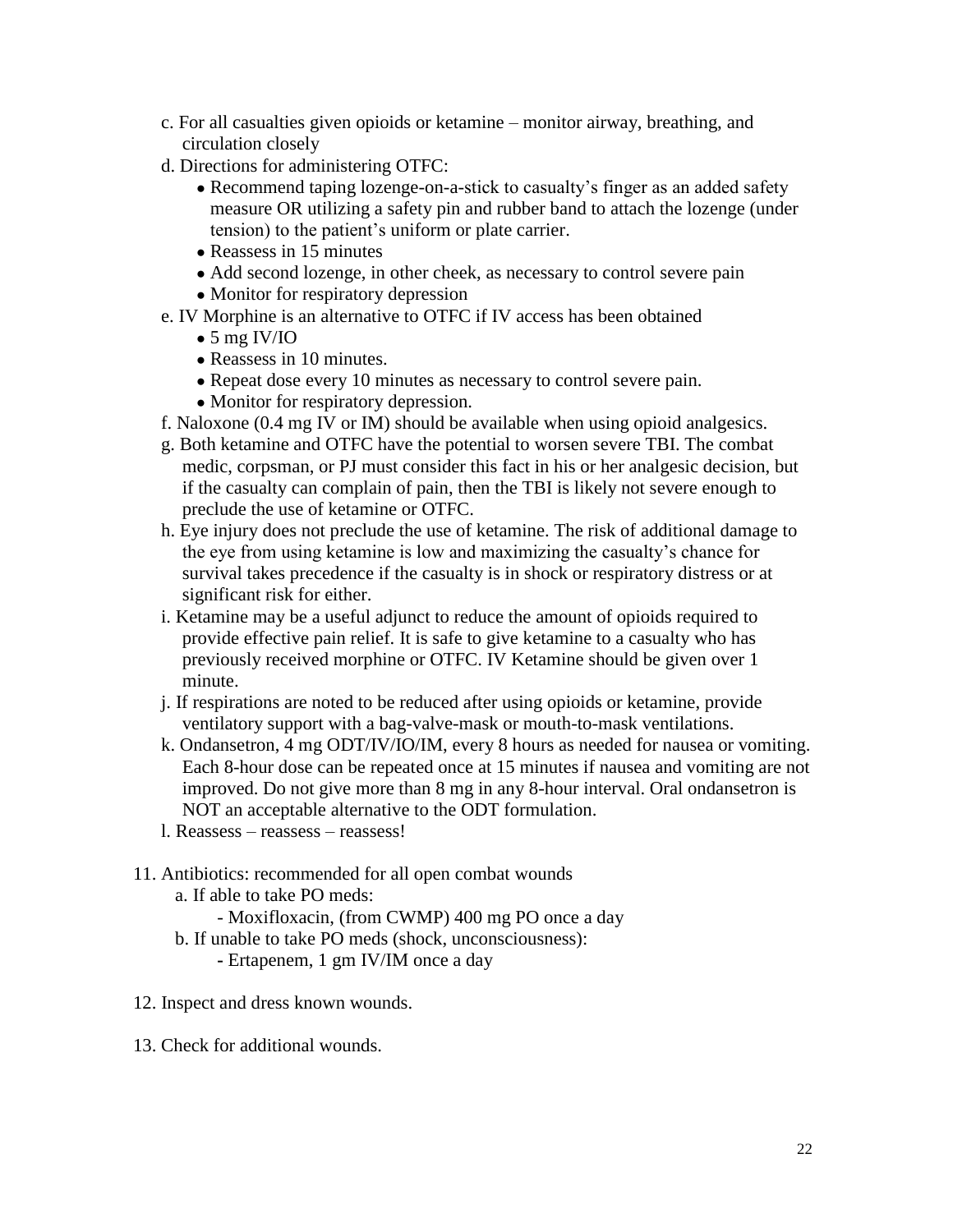c. For all casualties given opioids or ketamine – monitor airway, breathing, and circulation closely

d. Directions for administering OTFC:
   - Recommend taping lozenge-on-a-stick to casualty's finger as an added safety measure OR utilizing a safety pin and rubber band to attach the lozenge (under tension) to the patient's uniform or plate carrier.
   - Reassess in 15 minutes
   - Add second lozenge, in other cheek, as necessary to control severe pain
   - Monitor for respiratory depression

e. IV Morphine is an alternative to OTFC if IV access has been obtained
   - 5 mg IV/IO
   - Reassess in 10 minutes.
   - Repeat dose every 10 minutes as necessary to control severe pain.
   - Monitor for respiratory depression.

f. Naloxone (0.4 mg IV or IM) should be available when using opioid analgesics.

g. Both ketamine and OTFC have the potential to worsen severe TBI. The combat medic, corpsman, or PJ must consider this fact in his or her analgesic decision, but if the casualty can complain of pain, then the TBI is likely not severe enough to preclude the use of ketamine or OTFC.

h. Eye injury does not preclude the use of ketamine. The risk of additional damage to the eye from using ketamine is low and maximizing the casualty's chance for survival takes precedence if the casualty is in shock or respiratory distress or at significant risk for either.

i. Ketamine may be a useful adjunct to reduce the amount of opioids required to provide effective pain relief. It is safe to give ketamine to a casualty who has previously received morphine or OTFC. IV Ketamine should be given over 1 minute.

j. If respirations are noted to be reduced after using opioids or ketamine, provide ventilatory support with a bag-valve-mask or mouth-to-mask ventilations.

k. Ondansetron, 4 mg ODT/IV/IO/IM, every 8 hours as needed for nausea or vomiting. Each 8-hour dose can be repeated once at 15 minutes if nausea and vomiting are not improved. Do not give more than 8 mg in any 8-hour interval. Oral ondansetron is NOT an acceptable alternative to the ODT formulation.

l. Reassess – reassess – reassess!

11. Antibiotics: recommended for all open combat wounds
    a. If able to take PO meds:
       - Moxifloxacin, (from CWMP) 400 mg PO once a day
    b. If unable to take PO meds (shock, unconsciousness):
       - Ertapenem, 1 gm IV/IM once a day

12. Inspect and dress known wounds.

13. Check for additional wounds.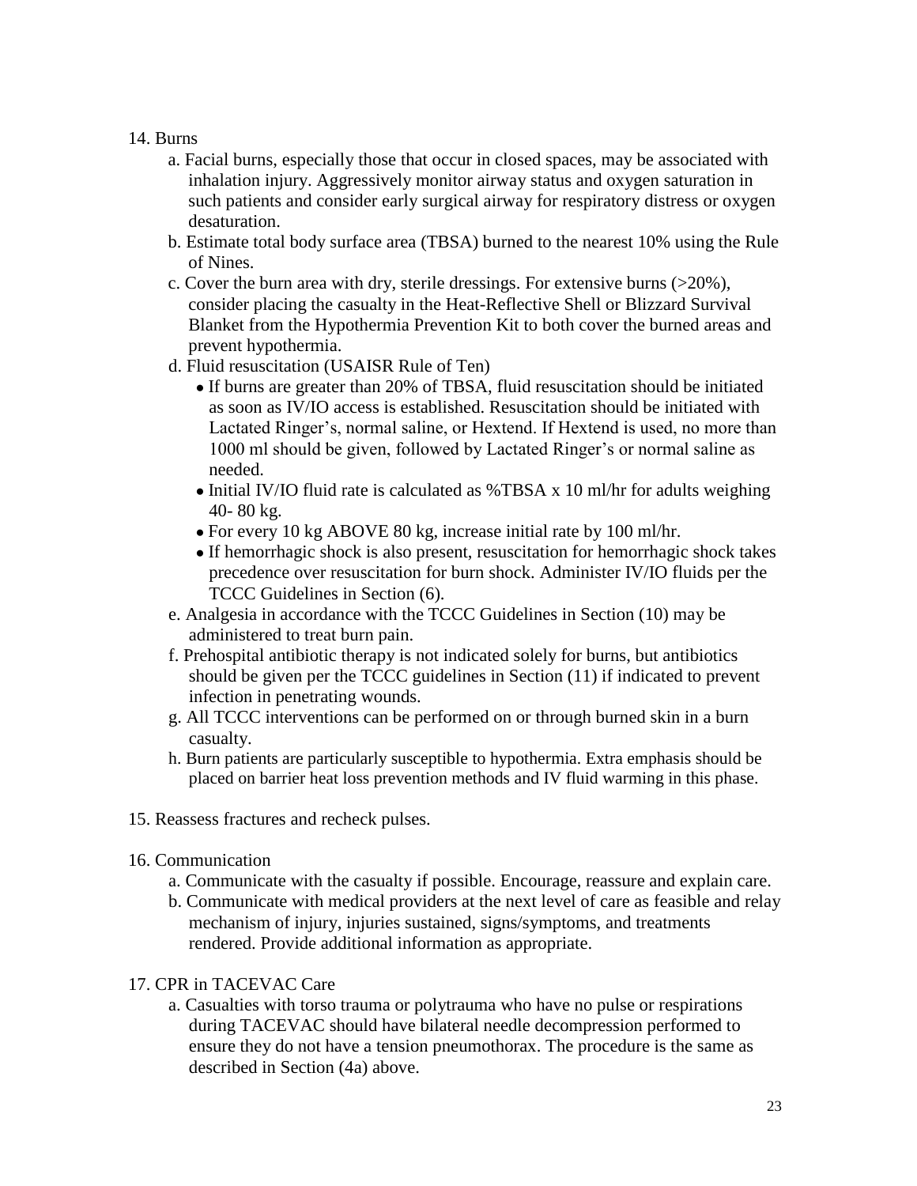14. Burns
    a. Facial burns, especially those that occur in closed spaces, may be associated with inhalation injury. Aggressively monitor airway status and oxygen saturation in such patients and consider early surgical airway for respiratory distress or oxygen desaturation.
    b. Estimate total body surface area (TBSA) burned to the nearest 10% using the Rule of Nines.
    c. Cover the burn area with dry, sterile dressings. For extensive burns (>20%), consider placing the casualty in the Heat-Reflective Shell or Blizzard Survival Blanket from the Hypothermia Prevention Kit to both cover the burned areas and prevent hypothermia.
    d. Fluid resuscitation (USAISR Rule of Ten)
        - If burns are greater than 20% of TBSA, fluid resuscitation should be initiated as soon as IV/IO access is established. Resuscitation should be initiated with Lactated Ringer's, normal saline, or Hextend. If Hextend is used, no more than 1000 ml should be given, followed by Lactated Ringer's or normal saline as needed.
        - Initial IV/IO fluid rate is calculated as %TBSA x 10 ml/hr for adults weighing 40- 80 kg.
        - For every 10 kg ABOVE 80 kg, increase initial rate by 100 ml/hr.
        - If hemorrhagic shock is also present, resuscitation for hemorrhagic shock takes precedence over resuscitation for burn shock. Administer IV/IO fluids per the TCCC Guidelines in Section (6).
    e. Analgesia in accordance with the TCCC Guidelines in Section (10) may be administered to treat burn pain.
    f. Prehospital antibiotic therapy is not indicated solely for burns, but antibiotics should be given per the TCCC guidelines in Section (11) if indicated to prevent infection in penetrating wounds.
    g. All TCCC interventions can be performed on or through burned skin in a burn casualty.
    h. Burn patients are particularly susceptible to hypothermia. Extra emphasis should be placed on barrier heat loss prevention methods and IV fluid warming in this phase.

15. Reassess fractures and recheck pulses.

16. Communication
    a. Communicate with the casualty if possible. Encourage, reassure and explain care.
    b. Communicate with medical providers at the next level of care as feasible and relay mechanism of injury, injuries sustained, signs/symptoms, and treatments rendered. Provide additional information as appropriate.

17. CPR in TACEVAC Care
    a. Casualties with torso trauma or polytrauma who have no pulse or respirations during TACEVAC should have bilateral needle decompression performed to ensure they do not have a tension pneumothorax. The procedure is the same as described in Section (4a) above.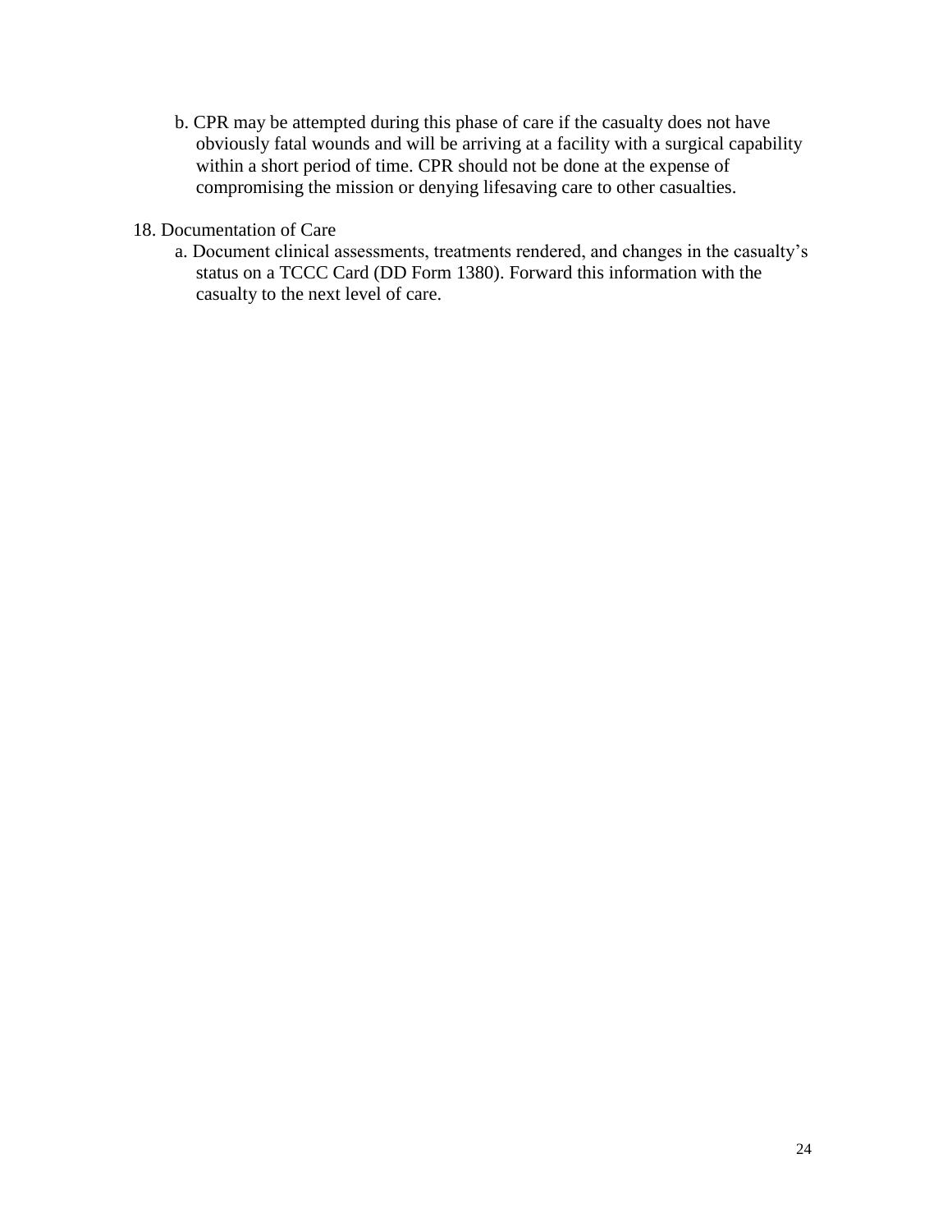b. CPR may be attempted during this phase of care if the casualty does not have obviously fatal wounds and will be arriving at a facility with a surgical capability within a short period of time. CPR should not be done at the expense of compromising the mission or denying lifesaving care to other casualties.

18. Documentation of Care
   a. Document clinical assessments, treatments rendered, and changes in the casualty's status on a TCCC Card (DD Form 1380). Forward this information with the casualty to the next level of care.